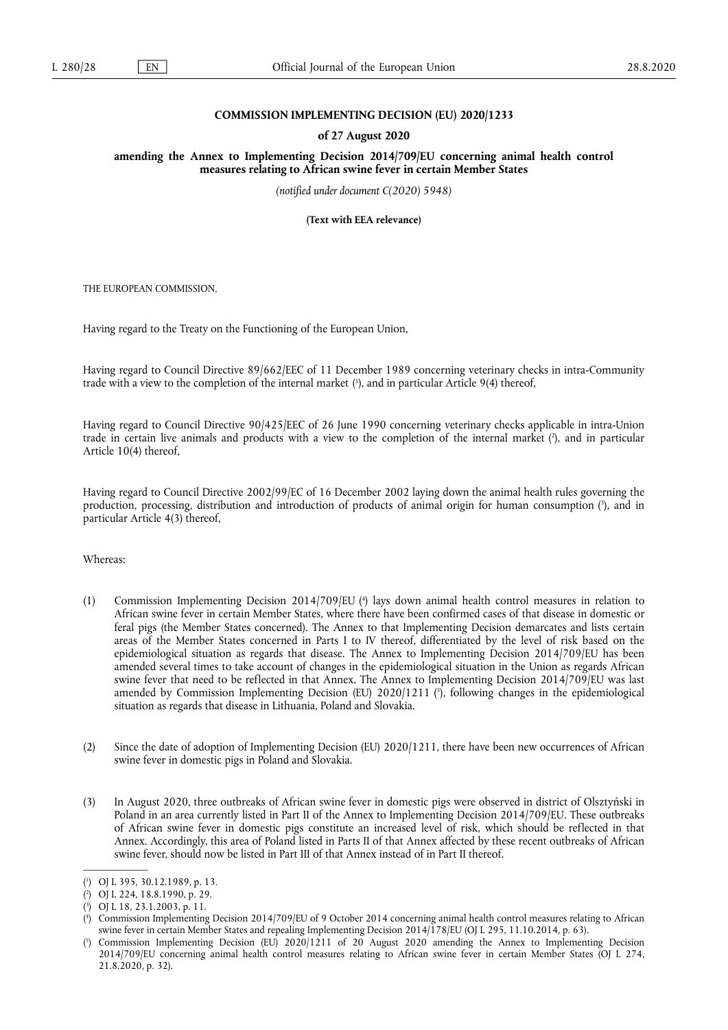**COMMISSION IMPLEMENTING DECISION (EU) 2020/1233**

**of 27 August 2020**

**amending the Annex to Implementing Decision 2014/709/EU concerning animal health control measures relating to African swine fever in certain Member States**

*(notified under document C(2020) 5948)*

**(Text with EEA relevance)**

THE EUROPEAN COMMISSION,

Having regard to the Treaty on the Functioning of the European Union,

Having regard to Council Directive 89/662/EEC of 11 December 1989 concerning veterinary checks in intra-Community trade with a view to the completion of the internal market [1], and in particular Article 9(4) thereof,

Having regard to Council Directive 90/425/EEC of 26 June 1990 concerning veterinary checks applicable in intra-Union trade in certain live animals and products with a view to the completion of the internal market [2], and in particular Article 10(4) thereof,

Having regard to Council Directive 2002/99/EC of 16 December 2002 laying down the animal health rules governing the production, processing, distribution and introduction of products of animal origin for human consumption [3], and in particular Article 4(3) thereof,

Whereas:

(1) Commission Implementing Decision 2014/709/EU [4] lays down animal health control measures in relation to African swine fever in certain Member States, where there have been confirmed cases of that disease in domestic or feral pigs (the Member States concerned). The Annex to that Implementing Decision demarcates and lists certain areas of the Member States concerned in Parts I to IV thereof, differentiated by the level of risk based on the epidemiological situation as regards that disease. The Annex to Implementing Decision 2014/709/EU has been amended several times to take account of changes in the epidemiological situation in the Union as regards African swine fever that need to be reflected in that Annex. The Annex to Implementing Decision 2014/709/EU was last amended by Commission Implementing Decision (EU) 2020/1211 [5], following changes in the epidemiological situation as regards that disease in Lithuania, Poland and Slovakia.

(2) Since the date of adoption of Implementing Decision (EU) 2020/1211, there have been new occurrences of African swine fever in domestic pigs in Poland and Slovakia.

(3) In August 2020, three outbreaks of African swine fever in domestic pigs were observed in district of Olsztyński in Poland in an area currently listed in Part II of the Annex to Implementing Decision 2014/709/EU. These outbreaks of African swine fever in domestic pigs constitute an increased level of risk, which should be reflected in that Annex. Accordingly, this area of Poland listed in Parts II of that Annex affected by these recent outbreaks of African swine fever, should now be listed in Part III of that Annex instead of in Part II thereof.

---

[1] OJ L 395, 30.12.1989, p. 13.

[2] OJ L 224, 18.8.1990, p. 29.

[3] OJ L 18, 23.1.2003, p. 11.

[4] Commission Implementing Decision 2014/709/EU of 9 October 2014 concerning animal health control measures relating to African swine fever in certain Member States and repealing Implementing Decision 2014/178/EU (OJ L 295, 11.10.2014, p. 63).

[5] Commission Implementing Decision (EU) 2020/1211 of 20 August 2020 amending the Annex to Implementing Decision 2014/709/EU concerning animal health control measures relating to African swine fever in certain Member States (OJ L 274, 21.8.2020, p. 32).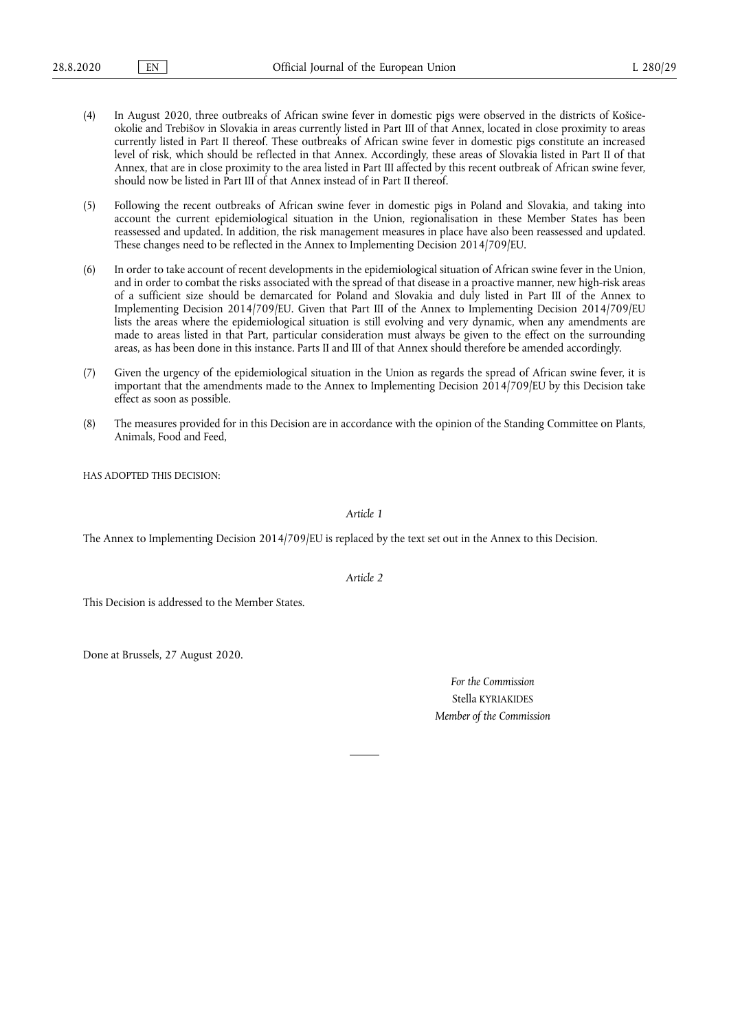(4) In August 2020, three outbreaks of African swine fever in domestic pigs were observed in the districts of Košice-okolie and Trebišov in Slovakia in areas currently listed in Part III of that Annex, located in close proximity to areas currently listed in Part II thereof. These outbreaks of African swine fever in domestic pigs constitute an increased level of risk, which should be reflected in that Annex. Accordingly, these areas of Slovakia listed in Part II of that Annex, that are in close proximity to the area listed in Part III affected by this recent outbreak of African swine fever, should now be listed in Part III of that Annex instead of in Part II thereof.

(5) Following the recent outbreaks of African swine fever in domestic pigs in Poland and Slovakia, and taking into account the current epidemiological situation in the Union, regionalisation in these Member States has been reassessed and updated. In addition, the risk management measures in place have also been reassessed and updated. These changes need to be reflected in the Annex to Implementing Decision 2014/709/EU.

(6) In order to take account of recent developments in the epidemiological situation of African swine fever in the Union, and in order to combat the risks associated with the spread of that disease in a proactive manner, new high-risk areas of a sufficient size should be demarcated for Poland and Slovakia and duly listed in Part III of the Annex to Implementing Decision 2014/709/EU. Given that Part III of the Annex to Implementing Decision 2014/709/EU lists the areas where the epidemiological situation is still evolving and very dynamic, when any amendments are made to areas listed in that Part, particular consideration must always be given to the effect on the surrounding areas, as has been done in this instance. Parts II and III of that Annex should therefore be amended accordingly.

(7) Given the urgency of the epidemiological situation in the Union as regards the spread of African swine fever, it is important that the amendments made to the Annex to Implementing Decision 2014/709/EU by this Decision take effect as soon as possible.

(8) The measures provided for in this Decision are in accordance with the opinion of the Standing Committee on Plants, Animals, Food and Feed,

HAS ADOPTED THIS DECISION:

*Article 1*

The Annex to Implementing Decision 2014/709/EU is replaced by the text set out in the Annex to this Decision.

*Article 2*

This Decision is addressed to the Member States.

Done at Brussels, 27 August 2020.

*For the Commission*

Stella KYRIAKIDES

*Member of the Commission*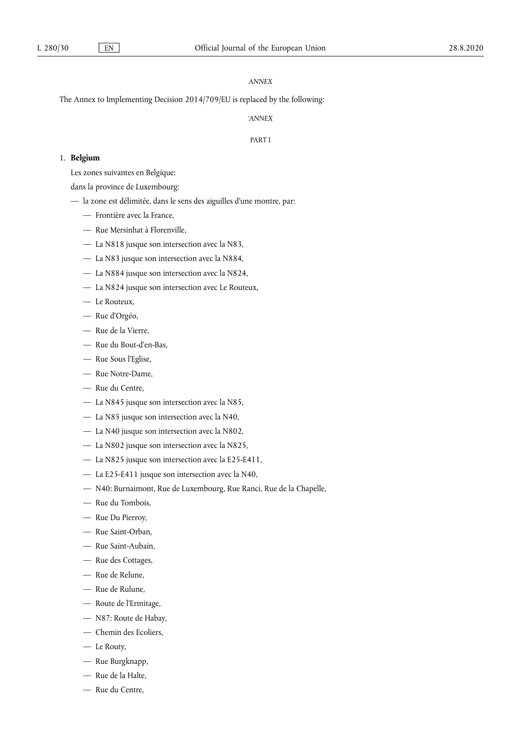*ANNEX*

The Annex to Implementing Decision 2014/709/EU is replaced by the following:

*'ANNEX*

PART I

1. **Belgium**

   Les zones suivantes en Belgique:

   dans la province de Luxembourg:

   — la zone est délimitée, dans le sens des aiguilles d'une montre, par:

     — Frontière avec la France,
     — Rue Mersinhat à Florenville,
     — La N818 jusque son intersection avec la N83,
     — La N83 jusque son intersection avec la N884,
     — La N884 jusque son intersection avec la N824,
     — La N824 jusque son intersection avec Le Routeux,
     — Le Routeux,
     — Rue d'Orgéo,
     — Rue de la Vierre,
     — Rue du Bout-d'en-Bas,
     — Rue Sous l'Eglise,
     — Rue Notre-Dame,
     — Rue du Centre,
     — La N845 jusque son intersection avec la N85,
     — La N85 jusque son intersection avec la N40,
     — La N40 jusque son intersection avec la N802,
     — La N802 jusque son intersection avec la N825,
     — La N825 jusque son intersection avec la E25-E411,
     — La E25-E411 jusque son intersection avec la N40,
     — N40: Burnaimont, Rue de Luxembourg, Rue Ranci, Rue de la Chapelle,
     — Rue du Tombois,
     — Rue Du Pierroy,
     — Rue Saint-Orban,
     — Rue Saint-Aubain,
     — Rue des Cottages,
     — Rue de Relune,
     — Rue de Rulune,
     — Route de l'Ermitage,
     — N87: Route de Habay,
     — Chemin des Ecoliers,
     — Le Routy,
     — Rue Burgknapp,
     — Rue de la Halte,
     — Rue du Centre,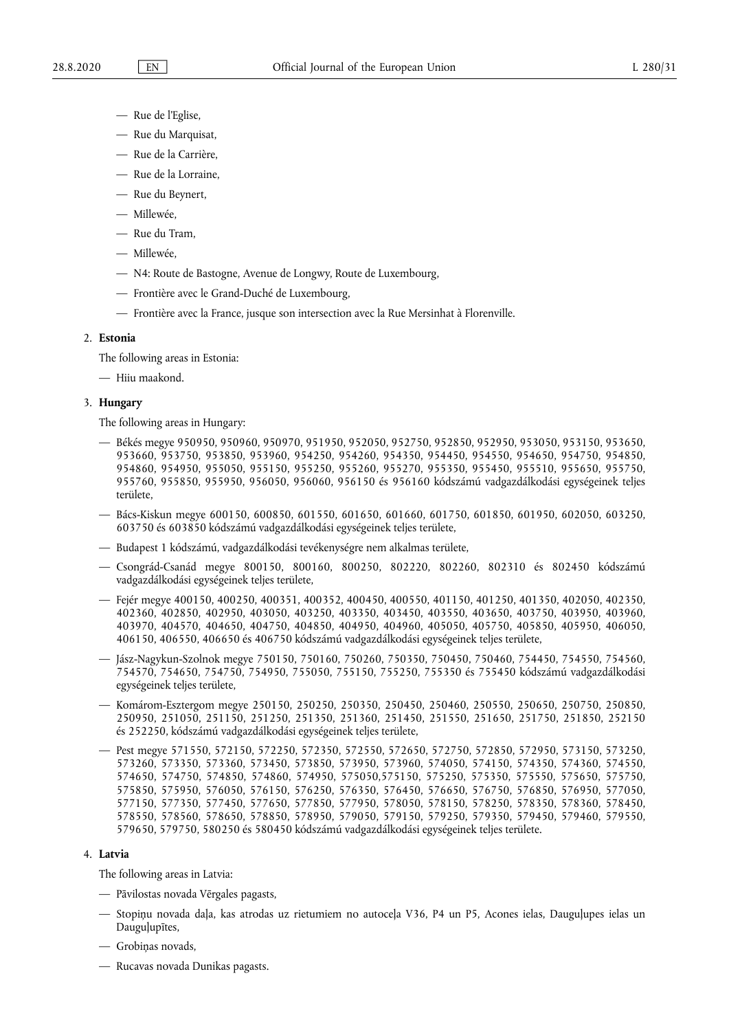— Rue de l'Eglise,

— Rue du Marquisat,

— Rue de la Carrière,

— Rue de la Lorraine,

— Rue du Beynert,

— Millewée,

— Rue du Tram,

— Millewée,

— N4: Route de Bastogne, Avenue de Longwy, Route de Luxembourg,

— Frontière avec le Grand-Duché de Luxembourg,

— Frontière avec la France, jusque son intersection avec la Rue Mersinhat à Florenville.

2. **Estonia**

The following areas in Estonia:

— Hiiu maakond.

3. **Hungary**

The following areas in Hungary:

— Békés megye 950950, 950960, 950970, 951950, 952050, 952750, 952850, 952950, 953050, 953150, 953650, 953660, 953750, 953850, 953960, 954250, 954260, 954350, 954450, 954550, 954650, 954750, 954850, 954860, 954950, 955050, 955150, 955250, 955260, 955270, 955350, 955450, 955510, 955650, 955750, 955760, 955850, 955950, 956050, 956060, 956150 és 956160 kódszámú vadgazdálkodási egységeinek teljes területe,

— Bács-Kiskun megye 600150, 600850, 601550, 601650, 601660, 601750, 601850, 601950, 602050, 603250, 603750 és 603850 kódszámú vadgazdálkodási egységeinek teljes területe,

— Budapest 1 kódszámú, vadgazdálkodási tevékenységre nem alkalmas területe,

— Csongrád-Csanád megye 800150, 800160, 800250, 802220, 802260, 802310 és 802450 kódszámú vadgazdálkodási egységeinek teljes területe,

— Fejér megye 400150, 400250, 400351, 400352, 400450, 400550, 401150, 401250, 401350, 402050, 402350, 402360, 402850, 402950, 403050, 403250, 403350, 403450, 403550, 403650, 403750, 403950, 403960, 403970, 404570, 404650, 404750, 404850, 404950, 404960, 405050, 405750, 405850, 405950, 406050, 406150, 406550, 406650 és 406750 kódszámú vadgazdálkodási egységeinek teljes területe,

— Jász-Nagykun-Szolnok megye 750150, 750160, 750260, 750350, 750450, 750460, 754450, 754550, 754560, 754570, 754650, 754750, 754950, 755050, 755150, 755250, 755350 és 755450 kódszámú vadgazdálkodási egységeinek teljes területe,

— Komárom-Esztergom megye 250150, 250250, 250350, 250450, 250460, 250550, 250650, 250750, 250850, 250950, 251050, 251150, 251250, 251350, 251360, 251450, 251550, 251650, 251750, 251850, 252150 és 252250, kódszámú vadgazdálkodási egységeinek teljes területe,

— Pest megye 571550, 572150, 572250, 572350, 572550, 572650, 572750, 572850, 572950, 573150, 573250, 573260, 573350, 573360, 573450, 573850, 573950, 573960, 574050, 574150, 574350, 574360, 574550, 574650, 574750, 574850, 574860, 574950, 575050,575150, 575250, 575350, 575550, 575650, 575750, 575850, 575950, 576050, 576150, 576250, 576350, 576450, 576650, 576750, 576850, 576950, 577050, 577150, 577350, 577450, 577650, 577850, 577950, 578050, 578150, 578250, 578350, 578360, 578450, 578550, 578560, 578650, 578850, 578950, 579050, 579150, 579250, 579350, 579450, 579460, 579550, 579650, 579750, 580250 és 580450 kódszámú vadgazdálkodási egységeinek teljes területe.

4. **Latvia**

The following areas in Latvia:

— Pāvilostas novada Vērgales pagasts,

— Stopiņu novada daļa, kas atrodas uz rietumiem no autoceļa V36, P4 un P5, Acones ielas, Dauguļupes ielas un Dauguļupītes,

— Grobiņas novads,

— Rucavas novada Dunikas pagasts.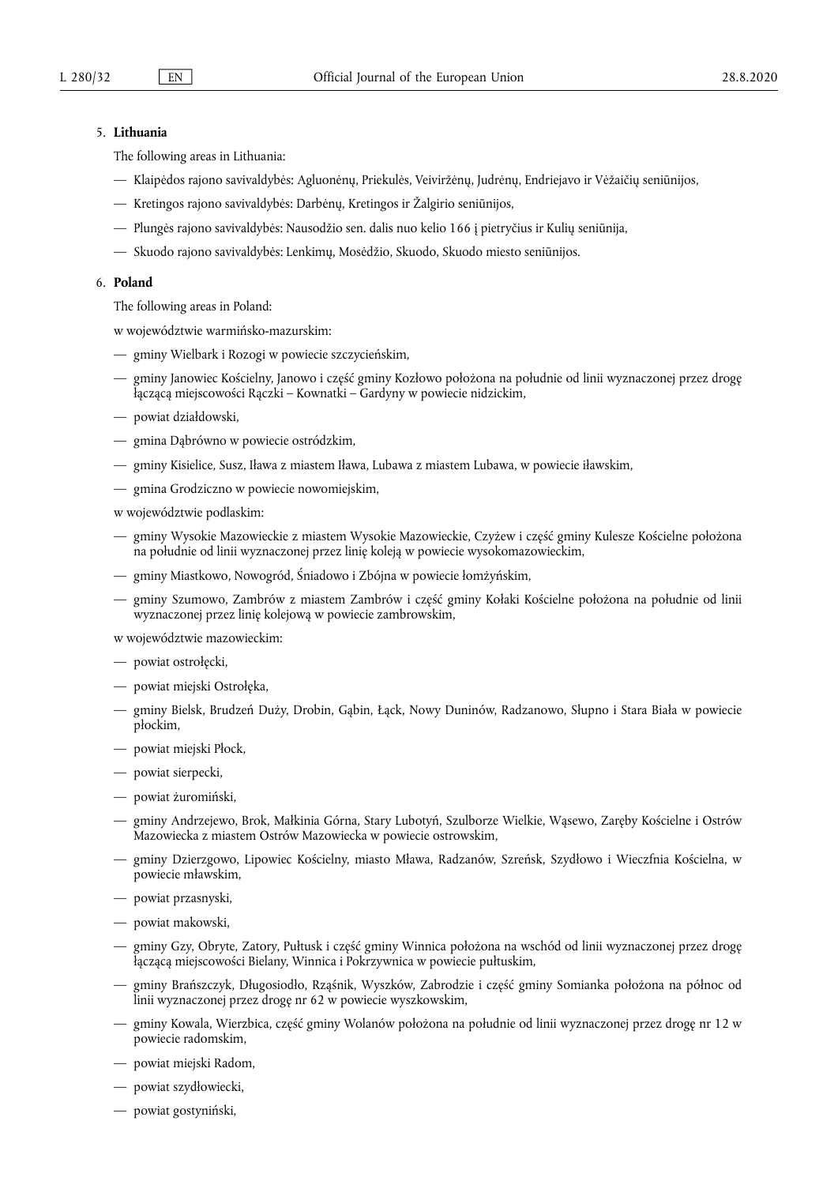5. **Lithuania**

The following areas in Lithuania:

— Klaipėdos rajono savivaldybės: Agluonėnų, Priekulės, Veiviržėnų, Judrėnų, Endriejavo ir Vėžaičių seniūnijos,

— Kretingos rajono savivaldybės: Darbėnų, Kretingos ir Žalgirio seniūnijos,

— Plungės rajono savivaldybės: Nausodžio sen. dalis nuo kelio 166 į pietryčius ir Kulių seniūnija,

— Skuodo rajono savivaldybės: Lenkimų, Mosėdžio, Skuodo, Skuodo miesto seniūnijos.

6. **Poland**

The following areas in Poland:

w województwie warmińsko-mazurskim:

— gminy Wielbark i Rozogi w powiecie szczycieńskim,

— gminy Janowiec Kościelny, Janowo i część gminy Kozłowo położona na południe od linii wyznaczonej przez drogę łączącą miejscowości Rączki – Kownatki – Gardyny w powiecie nidzickim,

— powiat działdowski,

— gmina Dąbrówno w powiecie ostródzkim,

— gminy Kisielice, Susz, Iława z miastem Iława, Lubawa z miastem Lubawa, w powiecie iławskim,

— gmina Grodziczno w powiecie nowomiejskim,

w województwie podlaskim:

— gminy Wysokie Mazowieckie z miastem Wysokie Mazowieckie, Czyżew i część gminy Kulesze Kościelne położona na południe od linii wyznaczonej przez linię koleją w powiecie wysokomazowieckim,

— gminy Miastkowo, Nowogród, Śniadowo i Zbójna w powiecie łomżyńskim,

— gminy Szumowo, Zambrów z miastem Zambrów i część gminy Kołaki Kościelne położona na południe od linii wyznaczonej przez linię kolejową w powiecie zambrowskim,

w województwie mazowieckim:

— powiat ostrołęcki,

— powiat miejski Ostrołęka,

— gminy Bielsk, Brudzeń Duży, Drobin, Gąbin, Łąck, Nowy Duninów, Radzanowo, Słupno i Stara Biała w powiecie płockim,

— powiat miejski Płock,

— powiat sierpecki,

— powiat żuromiński,

— gminy Andrzejewo, Brok, Małkinia Górna, Stary Lubotyń, Szulborze Wielkie, Wąsewo, Zaręby Kościelne i Ostrów Mazowiecka z miastem Ostrów Mazowiecka w powiecie ostrowskim,

— gminy Dzierzgowo, Lipowiec Kościelny, miasto Mława, Radzanów, Szreńsk, Szydłowo i Wieczfnia Kościelna, w powiecie mławskim,

— powiat przasnyski,

— powiat makowski,

— gminy Gzy, Obryte, Zatory, Pułtusk i część gminy Winnica położona na wschód od linii wyznaczonej przez drogę łączącą miejscowości Bielany, Winnica i Pokrzywnica w powiecie pułtuskim,

— gminy Brańszczyk, Długosiodło, Rząśnik, Wyszków, Zabrodzie i część gminy Somianka położona na północ od linii wyznaczonej przez drogę nr 62 w powiecie wyszkowskim,

— gminy Kowala, Wierzbica, część gminy Wolanów położona na południe od linii wyznaczonej przez drogę nr 12 w powiecie radomskim,

— powiat miejski Radom,

— powiat szydłowiecki,

— powiat gostyniński,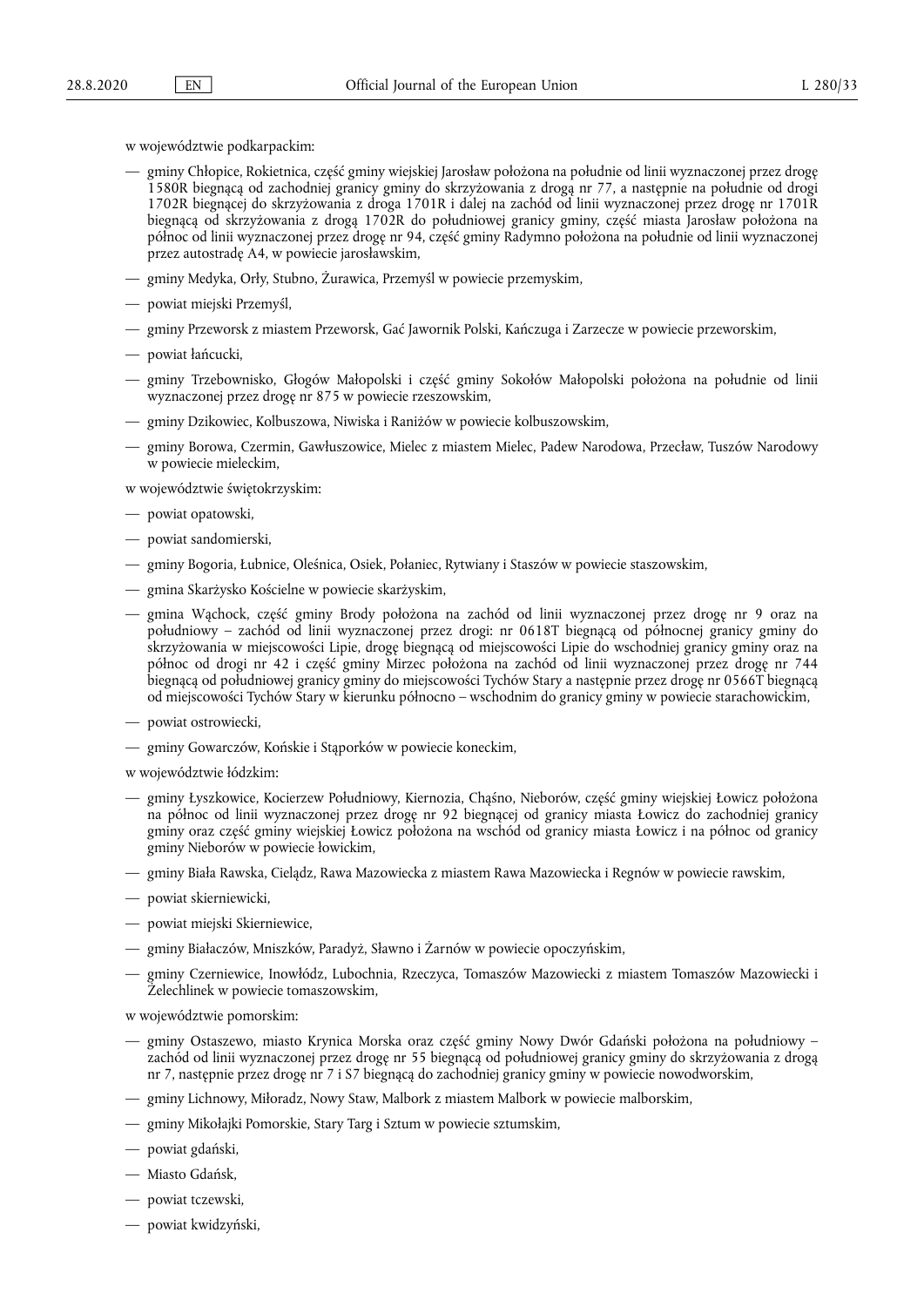w województwie podkarpackim:

- gminy Chłopice, Rokietnica, część gminy wiejskiej Jarosław położona na południe od linii wyznaczonej przez drogę 1580R biegnącą od zachodniej granicy gminy do skrzyżowania z drogą nr 77, a następnie na południe od drogi 1702R biegnącej do skrzyżowania z droga 1701R i dalej na zachód od linii wyznaczonej przez drogę nr 1701R biegnącą od skrzyżowania z drogą 1702R do południowej granicy gminy, część miasta Jarosław położona na północ od linii wyznaczonej przez drogę nr 94, część gminy Radymno położona na południe od linii wyznaczonej przez autostradę A4, w powiecie jarosławskim,
- gminy Medyka, Orły, Stubno, Żurawica, Przemyśl w powiecie przemyskim,
- powiat miejski Przemyśl,
- gminy Przeworsk z miastem Przeworsk, Gać Jawornik Polski, Kańczuga i Zarzecze w powiecie przeworskim,
- powiat łańcucki,
- gminy Trzebownisko, Głogów Małopolski i część gminy Sokołów Małopolski położona na południe od linii wyznaczonej przez drogę nr 875 w powiecie rzeszowskim,
- gminy Dzikowiec, Kolbuszowa, Niwiska i Raniżów w powiecie kolbuszowskim,
- gminy Borowa, Czermin, Gawłuszowice, Mielec z miastem Mielec, Padew Narodowa, Przecław, Tuszów Narodowy w powiecie mieleckim,

w województwie świętokrzyskim:

- powiat opatowski,
- powiat sandomierski,
- gminy Bogoria, Łubnice, Oleśnica, Osiek, Połaniec, Rytwiany i Staszów w powiecie staszowskim,
- gmina Skarżysko Kościelne w powiecie skarżyskim,
- gmina Wąchock, część gminy Brody położona na zachód od linii wyznaczonej przez drogę nr 9 oraz na południowy – zachód od linii wyznaczonej przez drogi: nr 0618T biegnącą od północnej granicy gminy do skrzyżowania w miejscowości Lipie, drogę biegnącą od miejscowości Lipie do wschodniej granicy gminy oraz na północ od drogi nr 42 i część gminy Mirzec położona na zachód od linii wyznaczonej przez drogę nr 744 biegnącą od południowej granicy gminy do miejscowości Tychów Stary a następnie przez drogę nr 0566T biegnącą od miejscowości Tychów Stary w kierunku północno – wschodnim do granicy gminy w powiecie starachowickim,
- powiat ostrowiecki,
- gminy Gowarczów, Końskie i Stąporków w powiecie koneckim,

w województwie łódzkim:

- gminy Łyszkowice, Kocierzew Południowy, Kiernozia, Chąśno, Nieborów, część gminy wiejskiej Łowicz położona na północ od linii wyznaczonej przez drogę nr 92 biegnącej od granicy miasta Łowicz do zachodniej granicy gminy oraz część gminy wiejskiej Łowicz położona na wschód od granicy miasta Łowicz i na północ od granicy gminy Nieborów w powiecie łowickim,
- gminy Biała Rawska, Cielądz, Rawa Mazowiecka z miastem Rawa Mazowiecka i Regnów w powiecie rawskim,
- powiat skierniewicki,
- powiat miejski Skierniewice,
- gminy Białaczów, Mniszków, Paradyż, Sławno i Żarnów w powiecie opoczyńskim,
- gminy Czerniewice, Inowłódz, Lubochnia, Rzeczyca, Tomaszów Mazowiecki z miastem Tomaszów Mazowiecki i Żelechlinek w powiecie tomaszowskim,

w województwie pomorskim:

- gminy Ostaszewo, miasto Krynica Morska oraz część gminy Nowy Dwór Gdański położona na południowy – zachód od linii wyznaczonej przez drogę nr 55 biegnącą od południowej granicy gminy do skrzyżowania z drogą nr 7, następnie przez drogę nr 7 i S7 biegnącą do zachodniej granicy gminy w powiecie nowodworskim,
- gminy Lichnowy, Miłoradz, Nowy Staw, Malbork z miastem Malbork w powiecie malborskim,
- gminy Mikołajki Pomorskie, Stary Targ i Sztum w powiecie sztumskim,
- powiat gdański,
- Miasto Gdańsk,
- powiat tczewski,
- powiat kwidzyński,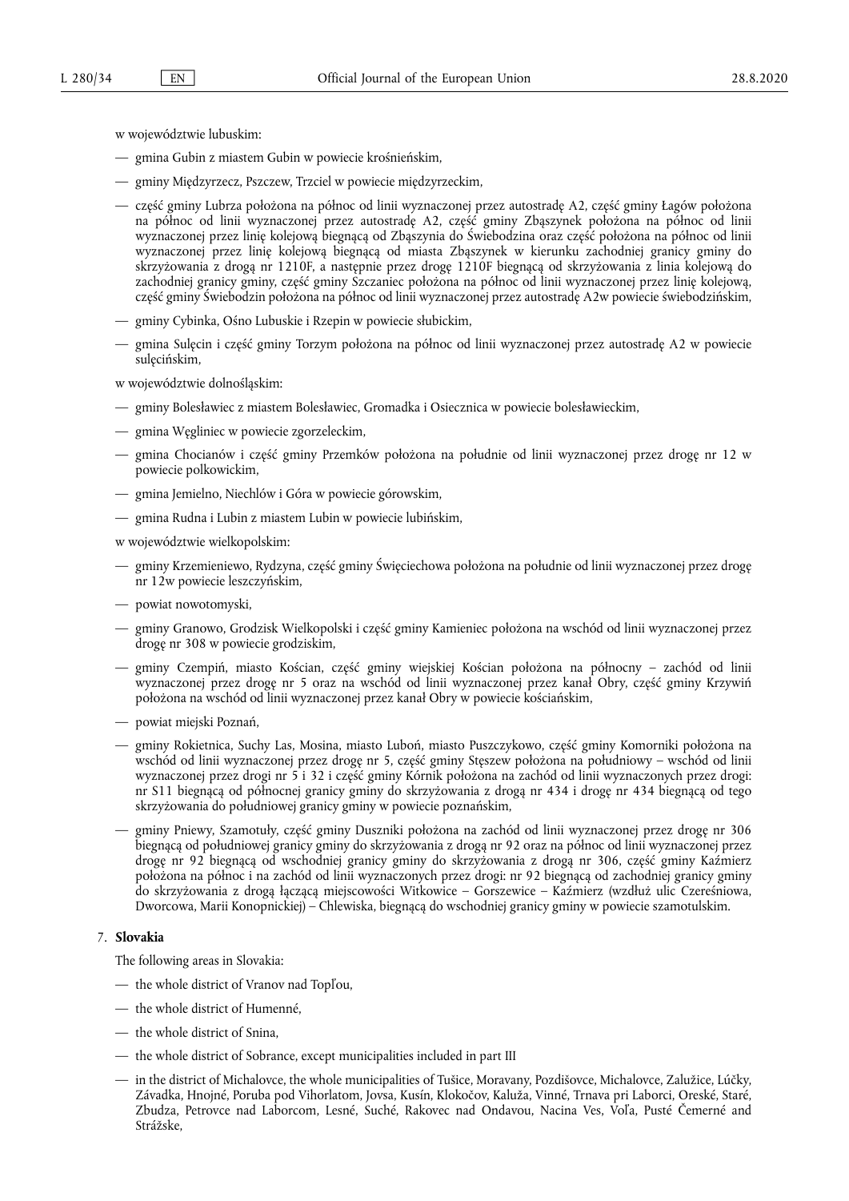w województwie lubuskim:

- gmina Gubin z miastem Gubin w powiecie krośnieńskim,
- gminy Międzyrzecz, Pszczew, Trzciel w powiecie międzyrzeckim,
- część gminy Lubrza położona na północ od linii wyznaczonej przez autostradę A2, część gminy Łagów położona na północ od linii wyznaczonej przez autostradę A2, część gminy Zbąszynek położona na północ od linii wyznaczonej przez linię kolejową biegnącą od Zbąszynia do Świebodzina oraz część położona na północ od linii wyznaczonej przez linię kolejową biegnącą od miasta Zbąszynek w kierunku zachodniej granicy gminy do skrzyżowania z drogą nr 1210F, a następnie przez drogę 1210F biegnącą od skrzyżowania z linia kolejową do zachodniej granicy gminy, część gminy Szczaniec położona na północ od linii wyznaczonej przez linię kolejową, część gminy Świebodzin położona na północ od linii wyznaczonej przez autostradę A2w powiecie świebodzińskim,
- gminy Cybinka, Ośno Lubuskie i Rzepin w powiecie słubickim,
- gmina Sulęcin i część gminy Torzym położona na północ od linii wyznaczonej przez autostradę A2 w powiecie sulęcińskim,

w województwie dolnośląskim:

- gminy Bolesławiec z miastem Bolesławiec, Gromadka i Osiecznica w powiecie bolesławieckim,
- gmina Węgliniec w powiecie zgorzeleckim,
- gmina Chocianów i część gminy Przemków położona na południe od linii wyznaczonej przez drogę nr 12 w powiecie polkowickim,
- gmina Jemielno, Niechlów i Góra w powiecie górowskim,
- gmina Rudna i Lubin z miastem Lubin w powiecie lubińskim,

w województwie wielkopolskim:

- gminy Krzemieniewo, Rydzyna, część gminy Święciechowa położona na południe od linii wyznaczonej przez drogę nr 12w powiecie leszczyńskim,
- powiat nowotomyski,
- gminy Granowo, Grodzisk Wielkopolski i część gminy Kamieniec położona na wschód od linii wyznaczonej przez drogę nr 308 w powiecie grodziskim,
- gminy Czempiń, miasto Kościan, część gminy wiejskiej Kościan położona na północny – zachód od linii wyznaczonej przez drogę nr 5 oraz na wschód od linii wyznaczonej przez kanał Obry, część gminy Krzywiń położona na wschód od linii wyznaczonej przez kanał Obry w powiecie kościańskim,
- powiat miejski Poznań,
- gminy Rokietnica, Suchy Las, Mosina, miasto Luboń, miasto Puszczykowo, część gminy Komorniki położona na wschód od linii wyznaczonej przez drogę nr 5, część gminy Stęszew położona na południowy – wschód od linii wyznaczonej przez drogi nr 5 i 32 i część gminy Kórnik położona na zachód od linii wyznaczonych przez drogi: nr S11 biegnącą od północnej granicy gminy do skrzyżowania z drogą nr 434 i drogę nr 434 biegnącą od tego skrzyżowania do południowej granicy gminy w powiecie poznańskim,
- gminy Pniewy, Szamotuły, część gminy Duszniki położona na zachód od linii wyznaczonej przez drogę nr 306 biegnącą od południowej granicy gminy do skrzyżowania z drogą nr 92 oraz na północ od linii wyznaczonej przez drogę nr 92 biegnącą od wschodniej granicy gminy do skrzyżowania z drogą nr 306, część gminy Kaźmierz położona na północ i na zachód od linii wyznaczonych przez drogi: nr 92 biegnącą od zachodniej granicy gminy do skrzyżowania z drogą łączącą miejscowości Witkowice – Gorszewice – Kaźmierz (wzdłuż ulic Czereśniowa, Dworcowa, Marii Konopnickiej) – Chlewiska, biegnącą do wschodniej granicy gminy w powiecie szamotulskim.

7. **Slovakia**

The following areas in Slovakia:

- the whole district of Vranov nad Topľou,
- the whole district of Humenné,
- the whole district of Snina,
- the whole district of Sobrance, except municipalities included in part III
- in the district of Michalovce, the whole municipalities of Tušice, Moravany, Pozdišovce, Michalovce, Zalužice, Lúčky, Závadka, Hnojné, Poruba pod Vihorlatom, Jovsa, Kusín, Klokočov, Kaluža, Vinné, Trnava pri Laborci, Oreské, Staré, Zbudza, Petrovce nad Laborcom, Lesné, Suché, Rakovec nad Ondavou, Nacina Ves, Voľa, Pusté Čemerné and Strážske,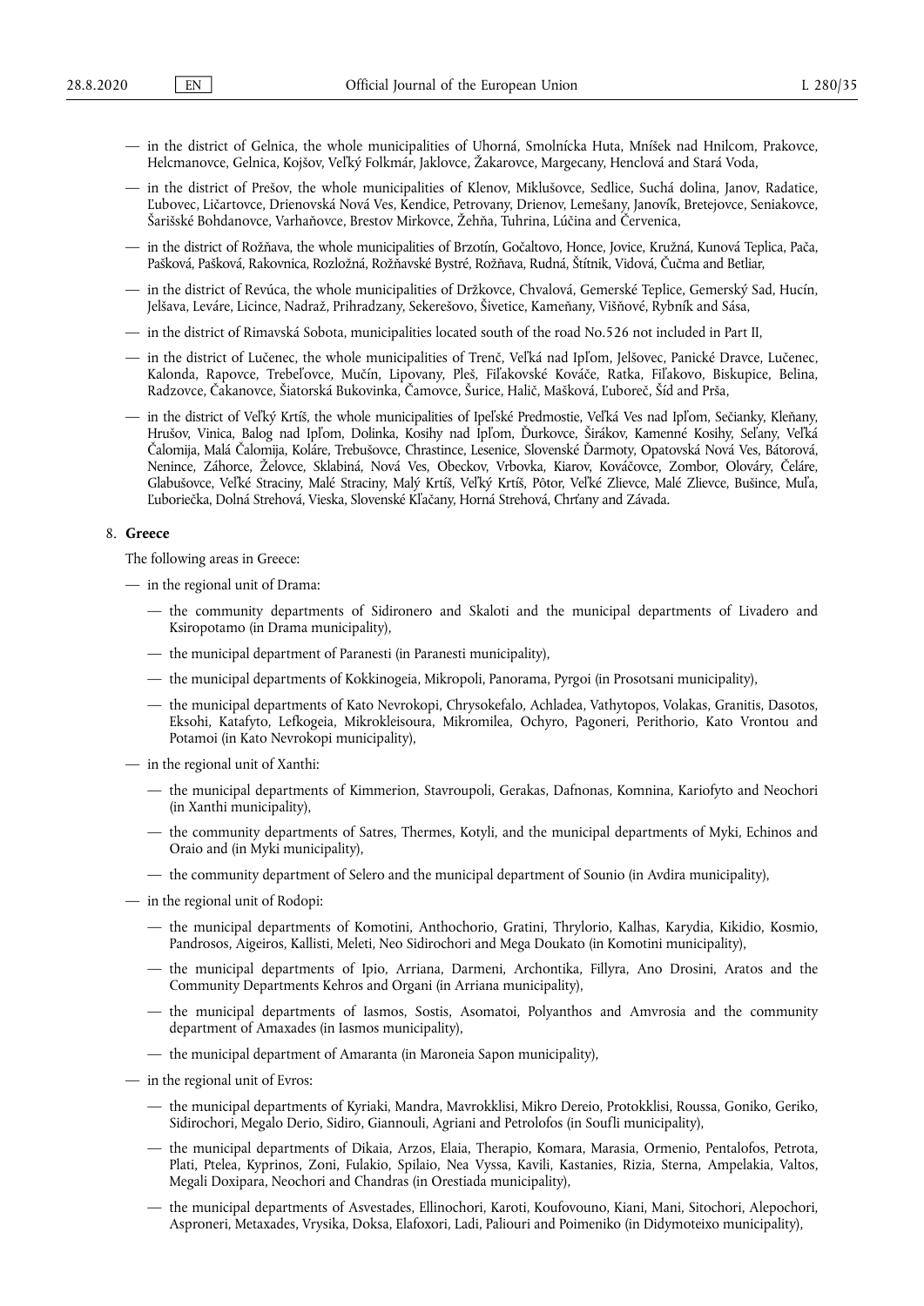— in the district of Gelnica, the whole municipalities of Uhorná, Smolnícka Huta, Mníšek nad Hnilcom, Prakovce, Helcmanovce, Gelnica, Kojšov, Veľký Folkmár, Jaklovce, Žakarovce, Margecany, Henclová and Stará Voda,

— in the district of Prešov, the whole municipalities of Klenov, Miklušovce, Sedlice, Suchá dolina, Janov, Radatice, Ľubovec, Ličartovce, Drienovská Nová Ves, Kendice, Petrovany, Drienov, Lemešany, Janovík, Bretejovce, Seniakovce, Šarišské Bohdanovce, Varhaňovce, Brestov Mirkovce, Žehňa, Tuhrina, Lúčina and Červenica,

— in the district of Rožňava, the whole municipalities of Brzotín, Gočaltovo, Honce, Jovice, Kružná, Kunová Teplica, Pača, Pašková, Pašková, Rakovnica, Rozložná, Rožňavské Bystré, Rožňava, Rudná, Štítnik, Vidová, Čučma and Betliar,

— in the district of Revúca, the whole municipalities of Držkovce, Chvalová, Gemerské Teplice, Gemerský Sad, Hucín, Jelšava, Leváre, Licince, Nadraž, Prihradzany, Sekerešovo, Šivetice, Kameňany, Višňové, Rybník and Sása,

— in the district of Rimavská Sobota, municipalities located south of the road No.526 not included in Part II,

— in the district of Lučenec, the whole municipalities of Trenč, Veľká nad Ipľom, Jelšovec, Panické Dravce, Lučenec, Kalonda, Rapovce, Trebeľovce, Mučín, Lipovany, Pleš, Fiľakovské Kováče, Ratka, Fiľakovo, Biskupice, Belina, Radzovce, Čakanovce, Šiatorská Bukovinka, Čamovce, Šurice, Halič, Mašková, Ľuboreč, Šíd and Prša,

— in the district of Veľký Krtíš, the whole municipalities of Ipeľské Predmostie, Veľká Ves nad Ipľom, Sečianky, Kleňany, Hrušov, Vinica, Balog nad Ipľom, Dolinka, Kosihy nad Ipľom, Ďurkovce, Širákov, Kamenné Kosihy, Seľany, Veľká Čalomija, Malá Čalomija, Koláre, Trebušovce, Chrastince, Lesenice, Slovenské Ďarmoty, Opatovská Nová Ves, Bátorová, Nenince, Záhorce, Želovce, Sklabiná, Nová Ves, Obeckov, Vrbovka, Kiarov, Kováčovce, Zombor, Olováry, Čeláre, Glabušovce, Veľké Straciny, Malé Straciny, Malý Krtíš, Veľký Krtíš, Pôtor, Veľké Zlievce, Malé Zlievce, Bušince, Muľa, Ľuboriečka, Dolná Strehová, Vieska, Slovenské Kľačany, Horná Strehová, Chrťany and Závada.

8. **Greece**

The following areas in Greece:

— in the regional unit of Drama:

  — the community departments of Sidironero and Skaloti and the municipal departments of Livadero and Ksiropotamo (in Drama municipality),

  — the municipal department of Paranesti (in Paranesti municipality),

  — the municipal departments of Kokkinogeia, Mikropoli, Panorama, Pyrgoi (in Prosotsani municipality),

  — the municipal departments of Kato Nevrokopi, Chrysokefalo, Achladea, Vathytopos, Volakas, Granitis, Dasotos, Eksohi, Katafyto, Lefkogeia, Mikrokleisoura, Mikromilea, Ochyro, Pagoneri, Perithorio, Kato Vrontou and Potamoi (in Kato Nevrokopi municipality),

— in the regional unit of Xanthi:

  — the municipal departments of Kimmerion, Stavroupoli, Gerakas, Dafnonas, Komnina, Kariofyto and Neochori (in Xanthi municipality),

  — the community departments of Satres, Thermes, Kotyli, and the municipal departments of Myki, Echinos and Oraio and (in Myki municipality),

  — the community department of Selero and the municipal department of Sounio (in Avdira municipality),

— in the regional unit of Rodopi:

  — the municipal departments of Komotini, Anthochorio, Gratini, Thrylorio, Kalhas, Karydia, Kikidio, Kosmio, Pandrosos, Aigeiros, Kallisti, Meleti, Neo Sidirochori and Mega Doukato (in Komotini municipality),

  — the municipal departments of Ipio, Arriana, Darmeni, Archontika, Fillyra, Ano Drosini, Aratos and the Community Departments Kehros and Organi (in Arriana municipality),

  — the municipal departments of Iasmos, Sostis, Asomatoi, Polyanthos and Amvrosia and the community department of Amaxades (in Iasmos municipality),

  — the municipal department of Amaranta (in Maroneia Sapon municipality),

— in the regional unit of Evros:

  — the municipal departments of Kyriaki, Mandra, Mavrokklisi, Mikro Dereio, Protokklisi, Roussa, Goniko, Geriko, Sidirochori, Megalo Derio, Sidiro, Giannouli, Agriani and Petrolofos (in Soufli municipality),

  — the municipal departments of Dikaia, Arzos, Elaia, Therapio, Komara, Marasia, Ormenio, Pentalofos, Petrota, Plati, Ptelea, Kyprinos, Zoni, Fulakio, Spilaio, Nea Vyssa, Kavili, Kastanies, Rizia, Sterna, Ampelakia, Valtos, Megali Doxipara, Neochori and Chandras (in Orestiada municipality),

  — the municipal departments of Asvestades, Ellinochori, Karoti, Koufovouno, Kiani, Mani, Sitochori, Alepochori, Asproneri, Metaxades, Vrysika, Doksa, Elafoxori, Ladi, Paliouri and Poimeniko (in Didymoteixo municipality),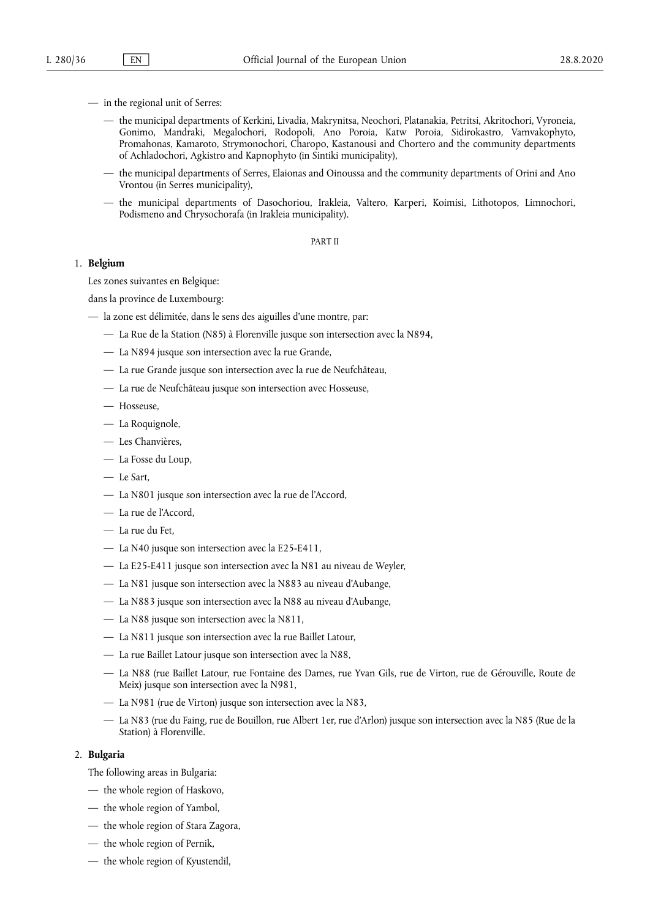— in the regional unit of Serres:

— the municipal departments of Kerkini, Livadia, Makrynitsa, Neochori, Platanakia, Petritsi, Akritochori, Vyroneia, Gonimo, Mandraki, Megalochori, Rodopoli, Ano Poroia, Katw Poroia, Sidirokastro, Vamvakophyto, Promahonas, Kamaroto, Strymonochori, Charopo, Kastanousi and Chortero and the community departments of Achladochori, Agkistro and Kapnophyto (in Sintiki municipality),

— the municipal departments of Serres, Elaionas and Oinoussa and the community departments of Orini and Ano Vrontou (in Serres municipality),

— the municipal departments of Dasochoriou, Irakleia, Valtero, Karperi, Koimisi, Lithotopos, Limnochori, Podismeno and Chrysochorafa (in Irakleia municipality).

PART II

1. **Belgium**

Les zones suivantes en Belgique:

dans la province de Luxembourg:

— la zone est délimitée, dans le sens des aiguilles d'une montre, par:

— La Rue de la Station (N85) à Florenville jusque son intersection avec la N894,

— La N894 jusque son intersection avec la rue Grande,

— La rue Grande jusque son intersection avec la rue de Neufchâteau,

— La rue de Neufchâteau jusque son intersection avec Hosseuse,

— Hosseuse,

— La Roquignole,

— Les Chanvières,

— La Fosse du Loup,

— Le Sart,

— La N801 jusque son intersection avec la rue de l'Accord,

— La rue de l'Accord,

— La rue du Fet,

— La N40 jusque son intersection avec la E25-E411,

— La E25-E411 jusque son intersection avec la N81 au niveau de Weyler,

— La N81 jusque son intersection avec la N883 au niveau d'Aubange,

— La N883 jusque son intersection avec la N88 au niveau d'Aubange,

— La N88 jusque son intersection avec la N811,

— La N811 jusque son intersection avec la rue Baillet Latour,

— La rue Baillet Latour jusque son intersection avec la N88,

— La N88 (rue Baillet Latour, rue Fontaine des Dames, rue Yvan Gils, rue de Virton, rue de Gérouville, Route de Meix) jusque son intersection avec la N981,

— La N981 (rue de Virton) jusque son intersection avec la N83,

— La N83 (rue du Faing, rue de Bouillon, rue Albert 1er, rue d'Arlon) jusque son intersection avec la N85 (Rue de la Station) à Florenville.

2. **Bulgaria**

The following areas in Bulgaria:

— the whole region of Haskovo,

— the whole region of Yambol,

— the whole region of Stara Zagora,

— the whole region of Pernik,

— the whole region of Kyustendil,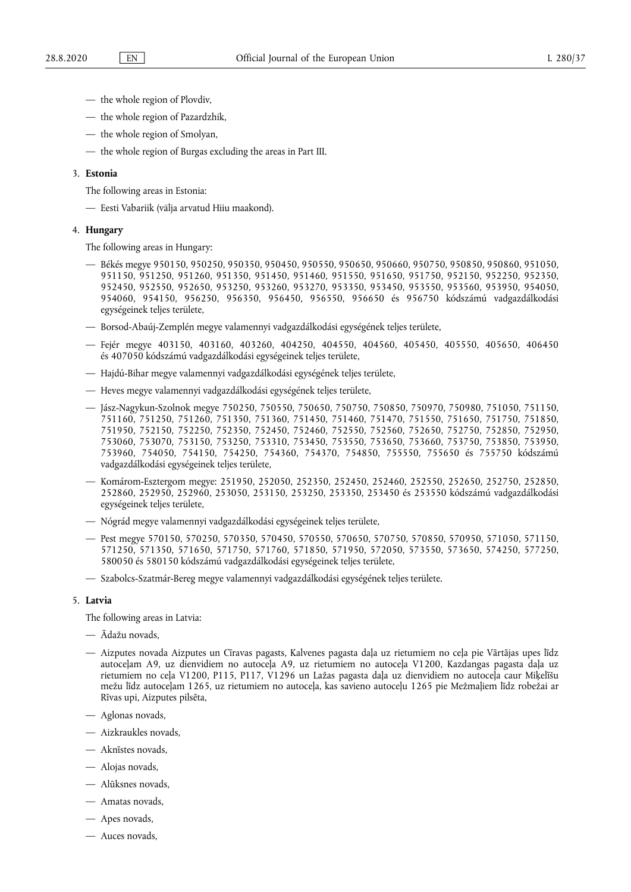— the whole region of Plovdiv,

— the whole region of Pazardzhik,

— the whole region of Smolyan,

— the whole region of Burgas excluding the areas in Part III.

3. **Estonia**

The following areas in Estonia:

— Eesti Vabariik (välja arvatud Hiiu maakond).

4. **Hungary**

The following areas in Hungary:

— Békés megye 950150, 950250, 950350, 950450, 950550, 950650, 950660, 950750, 950850, 950860, 951050, 951150, 951250, 951260, 951350, 951450, 951460, 951550, 951650, 951750, 952150, 952250, 952350, 952450, 952550, 952650, 953250, 953260, 953270, 953350, 953450, 953550, 953560, 953950, 954050, 954060, 954150, 956250, 956350, 956450, 956550, 956650 és 956750 kódszámú vadgazdálkodási egységeinek teljes területe,

— Borsod-Abaúj-Zemplén megye valamennyi vadgazdálkodási egységének teljes területe,

— Fejér megye 403150, 403160, 403260, 404250, 404550, 404560, 405450, 405550, 405650, 406450 és 407050 kódszámú vadgazdálkodási egységeinek teljes területe,

— Hajdú-Bihar megye valamennyi vadgazdálkodási egységének teljes területe,

— Heves megye valamennyi vadgazdálkodási egységének teljes területe,

— Jász-Nagykun-Szolnok megye 750250, 750550, 750650, 750750, 750850, 750970, 750980, 751050, 751150, 751160, 751250, 751260, 751350, 751360, 751450, 751460, 751470, 751550, 751650, 751750, 751850, 751950, 752150, 752250, 752350, 752450, 752460, 752550, 752560, 752650, 752750, 752850, 752950, 753060, 753070, 753150, 753250, 753310, 753450, 753550, 753650, 753660, 753750, 753850, 753950, 753960, 754050, 754150, 754250, 754360, 754370, 754850, 755550, 755650 és 755750 kódszámú vadgazdálkodási egységeinek teljes területe,

— Komárom-Esztergom megye: 251950, 252050, 252350, 252450, 252460, 252550, 252650, 252750, 252850, 252860, 252950, 252960, 253050, 253150, 253250, 253350, 253450 és 253550 kódszámú vadgazdálkodási egységeinek teljes területe,

— Nógrád megye valamennyi vadgazdálkodási egységeinek teljes területe,

— Pest megye 570150, 570250, 570350, 570450, 570550, 570650, 570750, 570850, 570950, 571050, 571150, 571250, 571350, 571650, 571750, 571760, 571850, 571950, 572050, 573550, 573650, 574250, 577250, 580050 és 580150 kódszámú vadgazdálkodási egységeinek teljes területe,

— Szabolcs-Szatmár-Bereg megye valamennyi vadgazdálkodási egységének teljes területe.

5. **Latvia**

The following areas in Latvia:

— Ādažu novads,

— Aizputes novada Aizputes un Cīravas pagasts, Kalvenes pagasta daļa uz rietumiem no ceļa pie Vārtājas upes līdz autoceļam A9, uz dienvidiem no autoceļa A9, uz rietumiem no autoceļa V1200, Kazdangas pagasta daļa uz rietumiem no ceļa V1200, P115, P117, V1296 un Lažas pagasta daļa uz dienvidiem no autoceļa caur Miķelīšu mežu līdz autoceļam 1265, uz rietumiem no autoceļa, kas savieno autoceļu 1265 pie Mežmaļiem līdz robežai ar Rīvas upi, Aizputes pilsēta,

— Aglonas novads,

— Aizkraukles novads,

— Aknīstes novads,

— Alojas novads,

— Alūksnes novads,

— Amatas novads,

— Apes novads,

— Auces novads,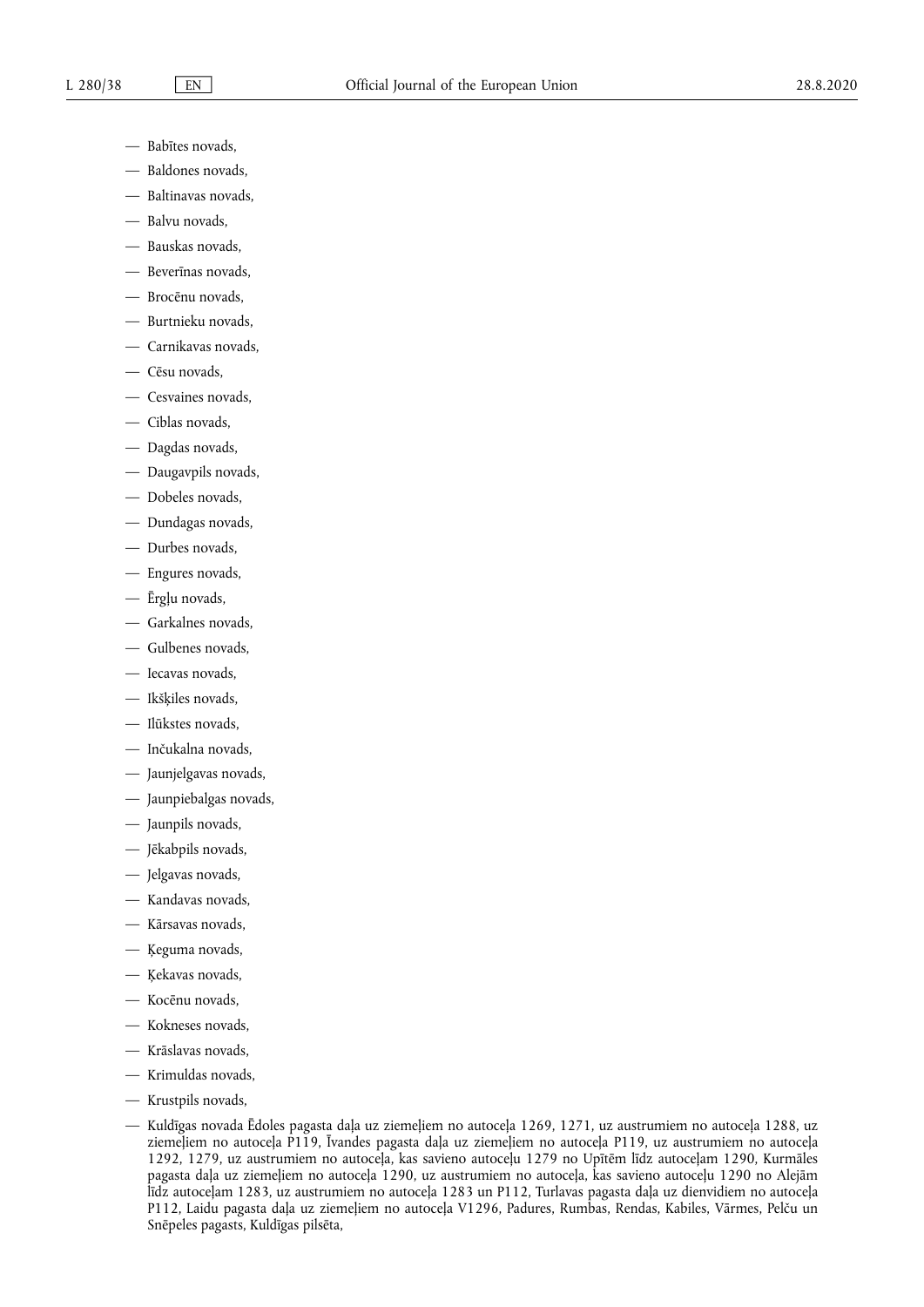- Babītes novads,
- Baldones novads,
- Baltinavas novads,
- Balvu novads,
- Bauskas novads,
- Beverīnas novads,
- Brocēnu novads,
- Burtnieku novads,
- Carnikavas novads,
- Cēsu novads,
- Cesvaines novads,
- Ciblas novads,
- Dagdas novads,
- Daugavpils novads,
- Dobeles novads,
- Dundagas novads,
- Durbes novads,
- Engures novads,
- Ērgļu novads,
- Garkalnes novads,
- Gulbenes novads,
- Iecavas novads,
- Ikšķiles novads,
- Ilūkstes novads,
- Inčukalna novads,
- Jaunjelgavas novads,
- Jaunpiebalgas novads,
- Jaunpils novads,
- Jēkabpils novads,
- Jelgavas novads,
- Kandavas novads,
- Kārsavas novads,
- Ķeguma novads,
- Ķekavas novads,
- Kocēnu novads,
- Kokneses novads,
- Krāslavas novads,
- Krimuldas novads,
- Krustpils novads,
- Kuldīgas novada Ēdoles pagasta daļa uz ziemeļiem no autoceļa 1269, 1271, uz austrumiem no autoceļa 1288, uz ziemeļiem no autoceļa P119, Īvandes pagasta daļa uz ziemeļiem no autoceļa P119, uz austrumiem no autoceļa 1292, 1279, uz austrumiem no autoceļa, kas savieno autoceļu 1279 no Upītēm līdz autoceļam 1290, Kurmāles pagasta daļa uz ziemeļiem no autoceļa 1290, uz austrumiem no autoceļa, kas savieno autoceļu 1290 no Alejām līdz autoceļam 1283, uz austrumiem no autoceļa 1283 un P112, Turlavas pagasta daļa uz dienvidiem no autoceļa P112, Laidu pagasta daļa uz ziemeļiem no autoceļa V1296, Padures, Rumbas, Rendas, Kabiles, Vārmes, Pelču un Snēpeles pagasts, Kuldīgas pilsēta,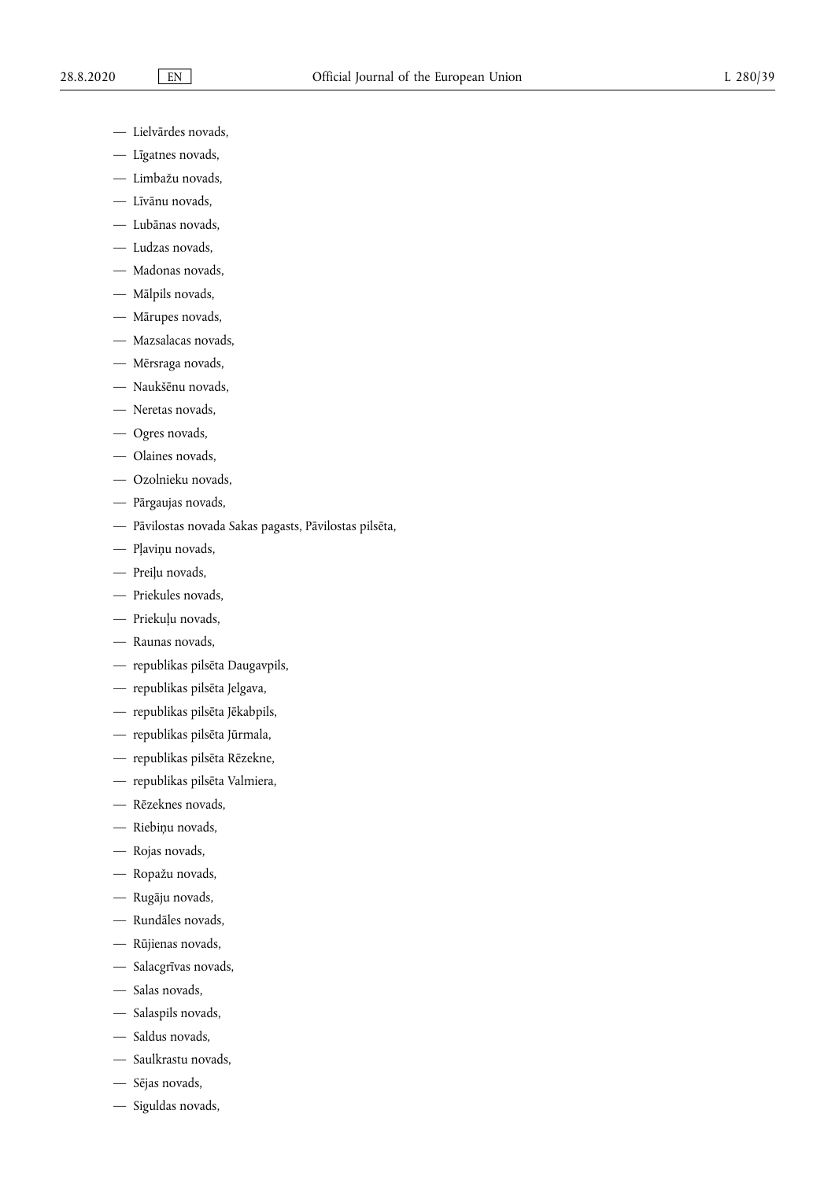— Lielvārdes novads,

— Līgatnes novads,

— Limbažu novads,

— Līvānu novads,

— Lubānas novads,

— Ludzas novads,

— Madonas novads,

— Mālpils novads,

— Mārupes novads,

— Mazsalacas novads,

— Mērsraga novads,

— Naukšēnu novads,

— Neretas novads,

— Ogres novads,

— Olaines novads,

— Ozolnieku novads,

— Pārgaujas novads,

— Pāvilostas novada Sakas pagasts, Pāvilostas pilsēta,

— Pļaviņu novads,

— Preiļu novads,

— Priekules novads,

— Priekuļu novads,

— Raunas novads,

— republikas pilsēta Daugavpils,

— republikas pilsēta Jelgava,

— republikas pilsēta Jēkabpils,

— republikas pilsēta Jūrmala,

— republikas pilsēta Rēzekne,

— republikas pilsēta Valmiera,

— Rēzeknes novads,

— Riebiņu novads,

— Rojas novads,

— Ropažu novads,

— Rugāju novads,

— Rundāles novads,

— Rūjienas novads,

— Salacgrīvas novads,

— Salas novads,

— Salaspils novads,

— Saldus novads,

— Saulkrastu novads,

— Sējas novads,

— Siguldas novads,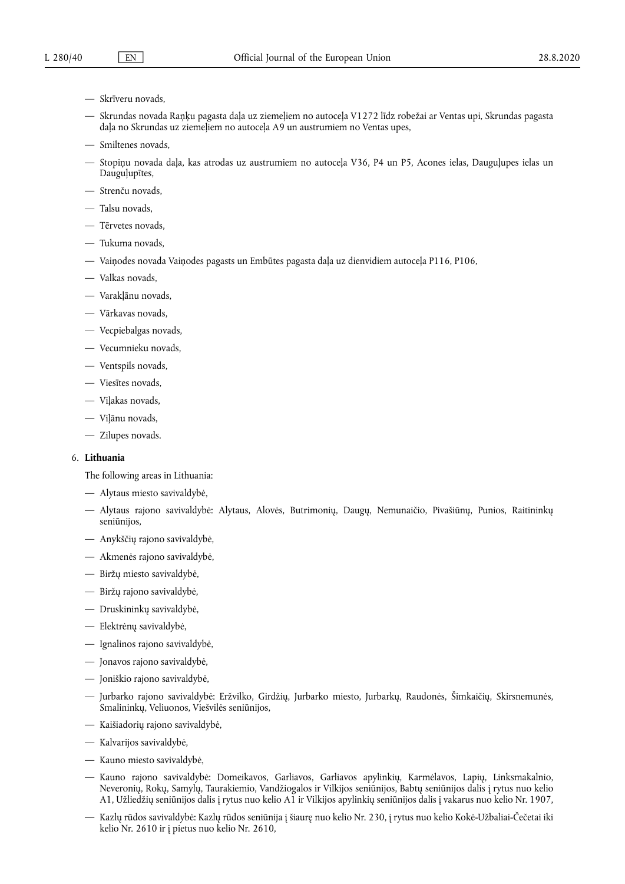- Skrīveru novads,
- Skrundas novada Raņķu pagasta daļa uz ziemeļiem no autoceļa V1272 līdz robežai ar Ventas upi, Skrundas pagasta daļa no Skrundas uz ziemeļiem no autoceļa A9 un austrumiem no Ventas upes,
- Smiltenes novads,
- Stopiņu novada daļa, kas atrodas uz austrumiem no autoceļa V36, P4 un P5, Acones ielas, Dauguļupes ielas un Dauguļupītes,
- Strenču novads,
- Talsu novads,
- Tērvetes novads,
- Tukuma novads,
- Vaiņodes novada Vaiņodes pagasts un Embūtes pagasta daļa uz dienvidiem autoceļa P116, P106,
- Valkas novads,
- Varakļānu novads,
- Vārkavas novads,
- Vecpiebalgas novads,
- Vecumnieku novads,
- Ventspils novads,
- Viesītes novads,
- Viļakas novads,
- Viļānu novads,
- Zilupes novads.

6. **Lithuania**

The following areas in Lithuania:

- Alytaus miesto savivaldybė,
- Alytaus rajono savivaldybė: Alytaus, Alovės, Butrimonių, Daugų, Nemunaičio, Pivašiūnų, Punios, Raitininkų seniūnijos,
- Anykščių rajono savivaldybė,
- Akmenės rajono savivaldybė,
- Biržų miesto savivaldybė,
- Biržų rajono savivaldybė,
- Druskininkų savivaldybė,
- Elektrėnų savivaldybė,
- Ignalinos rajono savivaldybė,
- Jonavos rajono savivaldybė,
- Joniškio rajono savivaldybė,
- Jurbarko rajono savivaldybė: Eržvilko, Girdžių, Jurbarko miesto, Jurbarkų, Raudonės, Šimkaičių, Skirsnemunės, Smalininkų, Veliuonos, Viešvilės seniūnijos,
- Kaišiadorių rajono savivaldybė,
- Kalvarijos savivaldybė,
- Kauno miesto savivaldybė,
- Kauno rajono savivaldybė: Domeikavos, Garliavos, Garliavos apylinkių, Karmėlavos, Lapių, Linksmakalnio, Neveronių, Rokų, Samylų, Taurakiemio, Vandžiogalos ir Vilkijos seniūnijos, Babtų seniūnijos dalis į rytus nuo kelio A1, Užliedžių seniūnijos dalis į rytus nuo kelio A1 ir Vilkijos apylinkių seniūnijos dalis į vakarus nuo kelio Nr. 1907,
- Kazlų rūdos savivaldybė: Kazlų rūdos seniūnija į šiaurę nuo kelio Nr. 230, į rytus nuo kelio Kokė-Užbaliai-Čečetai iki kelio Nr. 2610 ir į pietus nuo kelio Nr. 2610,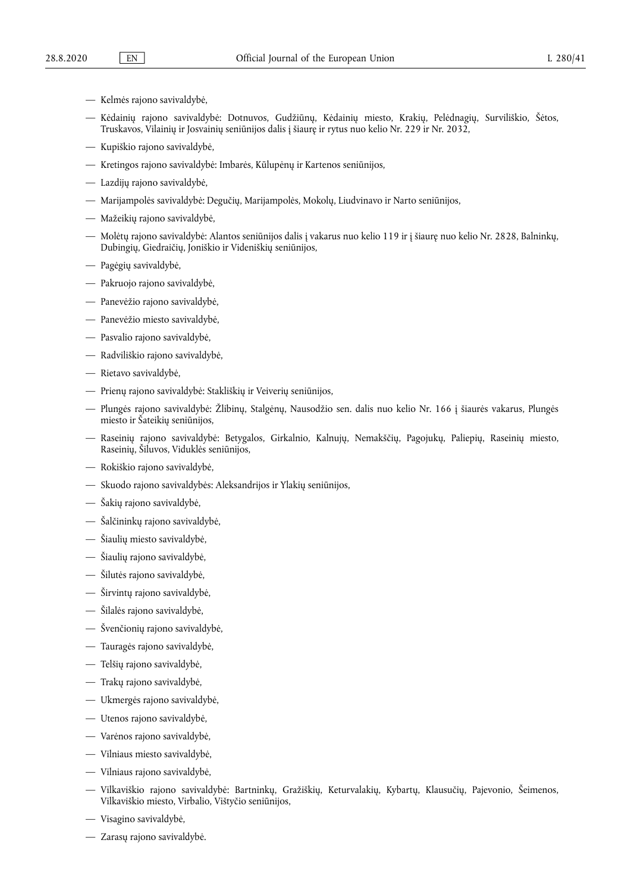- Kelmės rajono savivaldybė,
- Kėdainių rajono savivaldybė: Dotnuvos, Gudžiūnų, Kėdainių miesto, Krakių, Pelėdnagių, Surviliškio, Šėtos, Truskavos, Vilainių ir Josvainių seniūnijos dalis į šiaurę ir rytus nuo kelio Nr. 229 ir Nr. 2032,
- Kupiškio rajono savivaldybė,
- Kretingos rajono savivaldybė: Imbarės, Kūlupėnų ir Kartenos seniūnijos,
- Lazdijų rajono savivaldybė,
- Marijampolės savivaldybė: Degučių, Marijampolės, Mokolų, Liudvinavo ir Narto seniūnijos,
- Mažeikių rajono savivaldybė,
- Molėtų rajono savivaldybė: Alantos seniūnijos dalis į vakarus nuo kelio 119 ir į šiaurę nuo kelio Nr. 2828, Balninkų, Dubingių, Giedraičių, Joniškio ir Videniškių seniūnijos,
- Pagėgių savivaldybė,
- Pakruojo rajono savivaldybė,
- Panevėžio rajono savivaldybė,
- Panevėžio miesto savivaldybė,
- Pasvalio rajono savivaldybė,
- Radviliškio rajono savivaldybė,
- Rietavo savivaldybė,
- Prienų rajono savivaldybė: Stakliškių ir Veiverių seniūnijos,
- Plungės rajono savivaldybė: Žlibinų, Stalgėnų, Nausodžio sen. dalis nuo kelio Nr. 166 į šiaurės vakarus, Plungės miesto ir Šateikių seniūnijos,
- Raseinių rajono savivaldybė: Betygalos, Girkalnio, Kalnujų, Nemakščių, Pagojukų, Paliepių, Raseinių miesto, Raseinių, Šiluvos, Viduklės seniūnijos,
- Rokiškio rajono savivaldybė,
- Skuodo rajono savivaldybės: Aleksandrijos ir Ylakių seniūnijos,
- Šakių rajono savivaldybė,
- Šalčininkų rajono savivaldybė,
- Šiaulių miesto savivaldybė,
- Šiaulių rajono savivaldybė,
- Šilutės rajono savivaldybė,
- Širvintų rajono savivaldybė,
- Šilalės rajono savivaldybė,
- Švenčionių rajono savivaldybė,
- Tauragės rajono savivaldybė,
- Telšių rajono savivaldybė,
- Trakų rajono savivaldybė,
- Ukmergės rajono savivaldybė,
- Utenos rajono savivaldybė,
- Varėnos rajono savivaldybė,
- Vilniaus miesto savivaldybė,
- Vilniaus rajono savivaldybė,
- Vilkaviškio rajono savivaldybė: Bartninkų, Gražiškių, Keturvalakių, Kybartų, Klausučių, Pajevonio, Šeimenos, Vilkaviškio miesto, Virbalio, Vištyčio seniūnijos,
- Visagino savivaldybė,
- Zarasų rajono savivaldybė.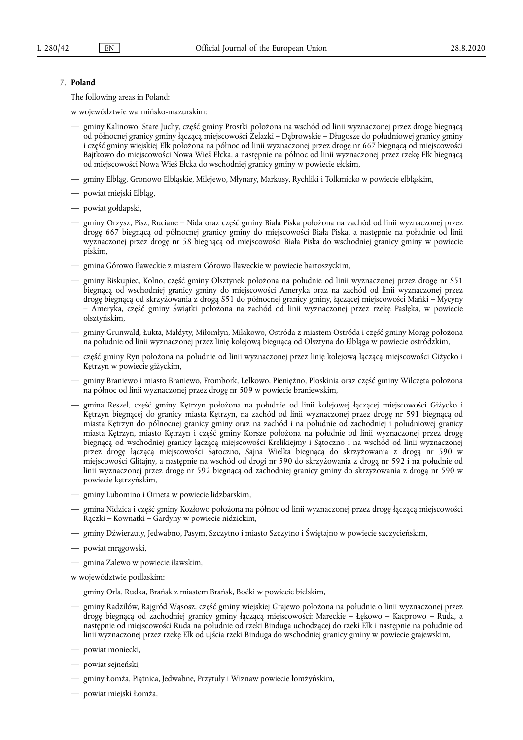7. **Poland**

The following areas in Poland:

w województwie warmińsko-mazurskim:

— gminy Kalinowo, Stare Juchy, część gminy Prostki położona na wschód od linii wyznaczonej przez drogę biegnącą od północnej granicy gminy łączącą miejscowości Żelazki – Dąbrowskie – Długosze do południowej granicy gminy i część gminy wiejskiej Ełk położona na północ od linii wyznaczonej przez drogę nr 667 biegnącą od miejscowości Bajtkowo do miejscowości Nowa Wieś Ełcka, a następnie na północ od linii wyznaczonej przez rzekę Ełk biegnącą od miejscowości Nowa Wieś Ełcka do wschodniej granicy gminy w powiecie ełckim,

— gminy Elbląg, Gronowo Elbląskie, Milejewo, Młynary, Markusy, Rychliki i Tolkmicko w powiecie elbląskim,

— powiat miejski Elbląg,

— powiat gołdapski,

— gminy Orzysz, Pisz, Ruciane – Nida oraz część gminy Biała Piska położona na zachód od linii wyznaczonej przez drogę 667 biegnącą od północnej granicy gminy do miejscowości Biała Piska, a następnie na południe od linii wyznaczonej przez drogę nr 58 biegnącą od miejscowości Biała Piska do wschodniej granicy gminy w powiecie piskim,

— gmina Górowo Iławeckie z miastem Górowo Iławeckie w powiecie bartoszyckim,

— gminy Biskupiec, Kolno, część gminy Olsztynek położona na południe od linii wyznaczonej przez drogę nr S51 biegnącą od wschodniej granicy gminy do miejscowości Ameryka oraz na zachód od linii wyznaczonej przez drogę biegnącą od skrzyżowania z drogą S51 do północnej granicy gminy, łączącej miejscowości Mańki – Mycyny – Ameryka, część gminy Świątki położona na zachód od linii wyznaczonej przez rzekę Pasłęka, w powiecie olsztyńskim,

— gminy Grunwald, Łukta, Małdyty, Miłomłyn, Miłakowo, Ostróda z miastem Ostróda i część gminy Morąg położona na południe od linii wyznaczonej przez linię kolejową biegnącą od Olsztyna do Elbląga w powiecie ostródzkim,

— część gminy Ryn położona na południe od linii wyznaczonej przez linię kolejową łączącą miejscowości Giżycko i Kętrzyn w powiecie giżyckim,

— gminy Braniewo i miasto Braniewo, Frombork, Lelkowo, Pieniężno, Płoskinia oraz część gminy Wilczęta położona na północ od linii wyznaczonej przez drogę nr 509 w powiecie braniewskim,

— gmina Reszel, część gminy Kętrzyn położona na południe od linii kolejowej łączącej miejscowości Giżycko i Kętrzyn biegnącej do granicy miasta Kętrzyn, na zachód od linii wyznaczonej przez drogę nr 591 biegnącą od miasta Kętrzyn do północnej granicy gminy oraz na zachód i na południe od zachodniej i południowej granicy miasta Kętrzyn, miasto Kętrzyn i część gminy Korsze położona na południe od linii wyznaczonej przez drogę biegnącą od wschodniej granicy łączącą miejscowości Krelikiejmy i Sątoczno i na wschód od linii wyznaczonej przez drogę łączącą miejscowości Sątoczno, Sajna Wielka biegnącą do skrzyżowania z drogą nr 590 w miejscowości Glitajny, a następnie na wschód od drogi nr 590 do skrzyżowania z drogą nr 592 i na południe od linii wyznaczonej przez drogę nr 592 biegnącą od zachodniej granicy gminy do skrzyżowania z drogą nr 590 w powiecie kętrzyńskim,

— gminy Lubomino i Orneta w powiecie lidzbarskim,

— gmina Nidzica i część gminy Kozłowo położona na północ od linii wyznaczonej przez drogę łączącą miejscowości Rączki – Kownatki – Gardyny w powiecie nidzickim,

— gminy Dźwierzuty, Jedwabno, Pasym, Szczytno i miasto Szczytno i Świętajno w powiecie szczycieńskim,

— powiat mrągowski,

— gmina Zalewo w powiecie iławskim,

w województwie podlaskim:

— gminy Orla, Rudka, Brańsk z miastem Brańsk, Boćki w powiecie bielskim,

— gminy Radziłów, Rajgród Wąsosz, część gminy wiejskiej Grajewo położona na południe o linii wyznaczonej przez drogę biegnącą od zachodniej granicy gminy łączącą miejscowości: Mareckie – Łękowo – Kacprowo – Ruda, a następnie od miejscowości Ruda na południe od rzeki Binduga uchodzącej do rzeki Ełk i następnie na południe od linii wyznaczonej przez rzekę Ełk od ujścia rzeki Binduga do wschodniej granicy gminy w powiecie grajewskim,

— powiat moniecki,

— powiat sejneński,

— gminy Łomża, Piątnica, Jedwabne, Przytuły i Wiznaw powiecie łomżyńskim,

— powiat miejski Łomża,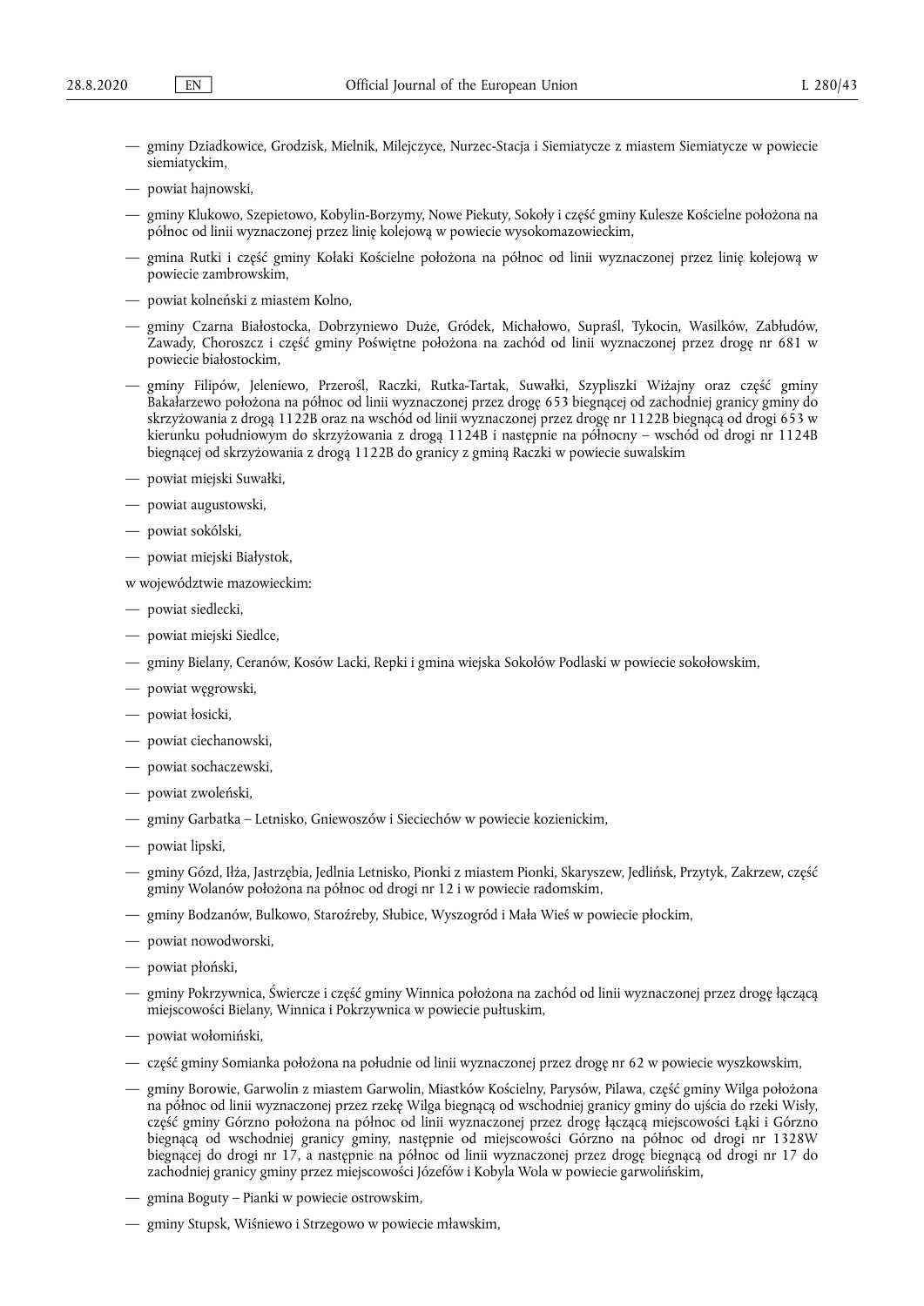- gminy Dziadkowice, Grodzisk, Mielnik, Milejczyce, Nurzec-Stacja i Siemiatycze z miastem Siemiatycze w powiecie siemiatyckim,
- powiat hajnowski,
- gminy Klukowo, Szepietowo, Kobylin-Borzymy, Nowe Piekuty, Sokoły i część gminy Kulesze Kościelne położona na północ od linii wyznaczonej przez linię kolejową w powiecie wysokomazowieckim,
- gmina Rutki i część gminy Kołaki Kościelne położona na północ od linii wyznaczonej przez linię kolejową w powiecie zambrowskim,
- powiat kolneński z miastem Kolno,
- gminy Czarna Białostocka, Dobrzyniewo Duże, Gródek, Michałowo, Supraśl, Tykocin, Wasilków, Zabłudów, Zawady, Choroszcz i część gminy Poświętne położona na zachód od linii wyznaczonej przez drogę nr 681 w powiecie białostockim,
- gminy Filipów, Jeleniewo, Przerośl, Raczki, Rutka-Tartak, Suwałki, Szypliszki Wiżajny oraz część gminy Bakałarzewo położona na północ od linii wyznaczonej przez drogę 653 biegnącej od zachodniej granicy gminy do skrzyżowania z drogą 1122B oraz na wschód od linii wyznaczonej przez drogę nr 1122B biegnącą od drogi 653 w kierunku południowym do skrzyżowania z drogą 1124B i następnie na północny – wschód od drogi nr 1124B biegnącej od skrzyżowania z drogą 1122B do granicy z gminą Raczki w powiecie suwalskim
- powiat miejski Suwałki,
- powiat augustowski,
- powiat sokólski,
- powiat miejski Białystok,

w województwie mazowieckim:

- powiat siedlecki,
- powiat miejski Siedlce,
- gminy Bielany, Ceranów, Kosów Lacki, Repki i gmina wiejska Sokołów Podlaski w powiecie sokołowskim,
- powiat węgrowski,
- powiat łosicki,
- powiat ciechanowski,
- powiat sochaczewski,
- powiat zwoleński,
- gminy Garbatka – Letnisko, Gniewoszów i Sieciechów w powiecie kozienickim,
- powiat lipski,
- gminy Gózd, Iłża, Jastrzębia, Jedlnia Letnisko, Pionki z miastem Pionki, Skaryszew, Jedlińsk, Przytyk, Zakrzew, część gminy Wolanów położona na północ od drogi nr 12 i w powiecie radomskim,
- gminy Bodzanów, Bulkowo, Staroźreby, Słubice, Wyszogród i Mała Wieś w powiecie płockim,
- powiat nowodworski,
- powiat płoński,
- gminy Pokrzywnica, Świercze i część gminy Winnica położona na zachód od linii wyznaczonej przez drogę łączącą miejscowości Bielany, Winnica i Pokrzywnica w powiecie pułtuskim,
- powiat wołomiński,
- część gminy Somianka położona na południe od linii wyznaczonej przez drogę nr 62 w powiecie wyszkowskim,
- gminy Borowie, Garwolin z miastem Garwolin, Miastków Kościelny, Parysów, Pilawa, część gminy Wilga położona na północ od linii wyznaczonej przez rzekę Wilga biegnącą od wschodniej granicy gminy do ujścia do rzeki Wisły, część gminy Górzno położona na północ od linii wyznaczonej przez drogę łączącą miejscowości Łąki i Górzno biegnącą od wschodniej granicy gminy, następnie od miejscowości Górzno na północ od drogi nr 1328W biegnącej do drogi nr 17, a następnie na północ od linii wyznaczonej przez drogę biegnącą od drogi nr 17 do zachodniej granicy gminy przez miejscowości Józefów i Kobyla Wola w powiecie garwolińskim,
- gmina Boguty – Pianki w powiecie ostrowskim,
- gminy Stupsk, Wiśniewo i Strzegowo w powiecie mławskim,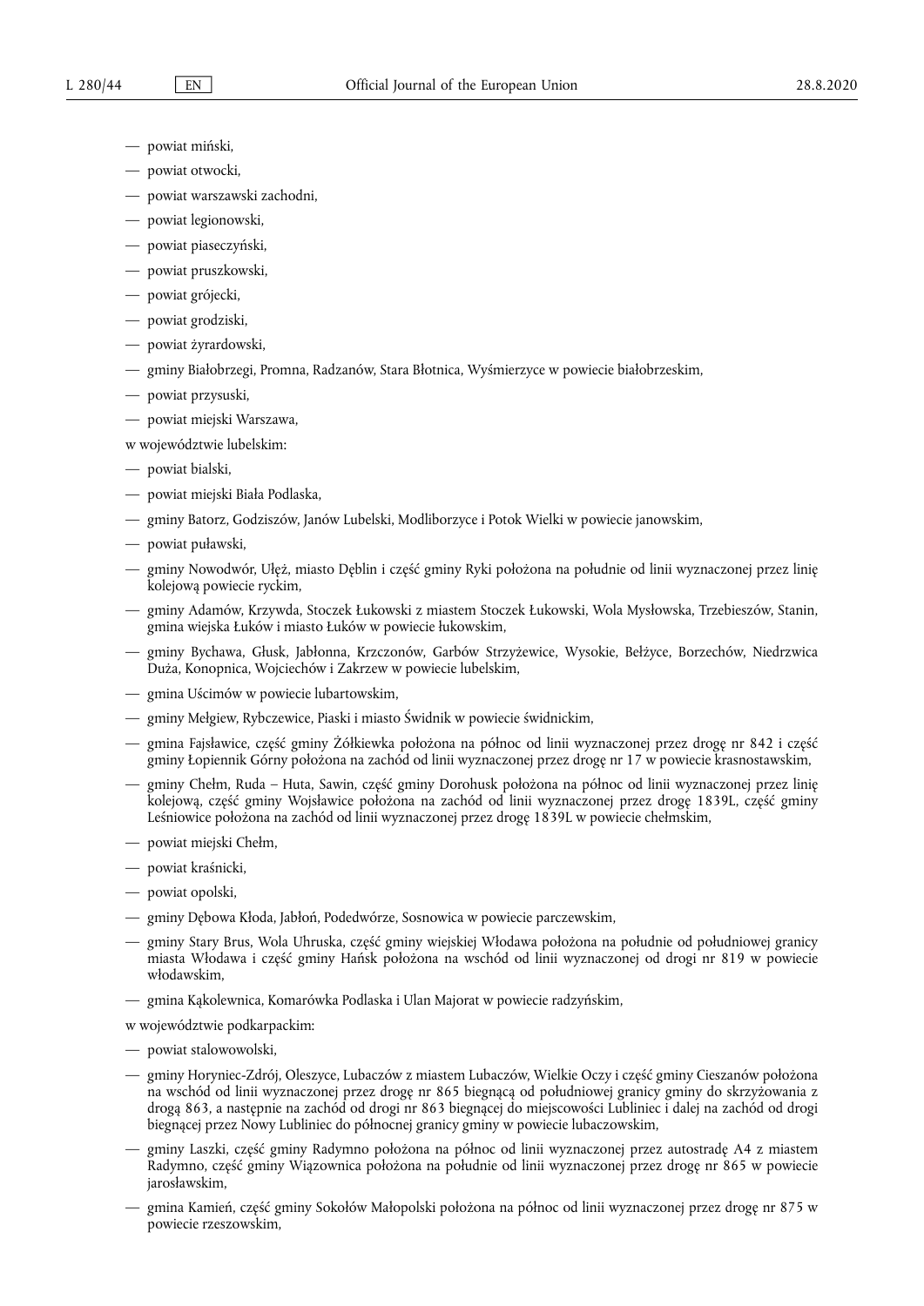— powiat miński,

— powiat otwocki,

— powiat warszawski zachodni,

— powiat legionowski,

— powiat piaseczyński,

— powiat pruszkowski,

— powiat grójecki,

— powiat grodziski,

— powiat żyrardowski,

— gminy Białobrzegi, Promna, Radzanów, Stara Błotnica, Wyśmierzyce w powiecie białobrzeskim,

— powiat przysuski,

— powiat miejski Warszawa,

w województwie lubelskim:

— powiat bialski,

— powiat miejski Biała Podlaska,

— gminy Batorz, Godziszów, Janów Lubelski, Modliborzyce i Potok Wielki w powiecie janowskim,

— powiat puławski,

— gminy Nowodwór, Ułęż, miasto Dęblin i część gminy Ryki położona na południe od linii wyznaczonej przez linię kolejową powiecie ryckim,

— gminy Adamów, Krzywda, Stoczek Łukowski z miastem Stoczek Łukowski, Wola Mysłowska, Trzebieszów, Stanin, gmina wiejska Łuków i miasto Łuków w powiecie łukowskim,

— gminy Bychawa, Głusk, Jabłonna, Krzczonów, Garbów Strzyżewice, Wysokie, Bełżyce, Borzechów, Niedrzwica Duża, Konopnica, Wojciechów i Zakrzew w powiecie lubelskim,

— gmina Uścimów w powiecie lubartowskim,

— gminy Mełgiew, Rybczewice, Piaski i miasto Świdnik w powiecie świdnickim,

— gmina Fajsławice, część gminy Żółkiewka położona na północ od linii wyznaczonej przez drogę nr 842 i część gminy Łopiennik Górny położona na zachód od linii wyznaczonej przez drogę nr 17 w powiecie krasnostawskim,

— gminy Chełm, Ruda – Huta, Sawin, część gminy Dorohusk położona na północ od linii wyznaczonej przez linię kolejową, część gminy Wojsławice położona na zachód od linii wyznaczonej przez drogę 1839L, część gminy Leśniowice położona na zachód od linii wyznaczonej przez drogę 1839L w powiecie chełmskim,

— powiat miejski Chełm,

— powiat kraśnicki,

— powiat opolski,

— gminy Dębowa Kłoda, Jabłoń, Podedwórze, Sosnowica w powiecie parczewskim,

— gminy Stary Brus, Wola Uhruska, część gminy wiejskiej Włodawa położona na południe od południowej granicy miasta Włodawa i część gminy Hańsk położona na wschód od linii wyznaczonej od drogi nr 819 w powiecie włodawskim,

— gmina Kąkolewnica, Komarówka Podlaska i Ulan Majorat w powiecie radzyńskim,

w województwie podkarpackim:

— powiat stalowowolski,

— gminy Horyniec-Zdrój, Oleszyce, Lubaczów z miastem Lubaczów, Wielkie Oczy i część gminy Cieszanów położona na wschód od linii wyznaczonej przez drogę nr 865 biegnącą od południowej granicy gminy do skrzyżowania z drogą 863, a następnie na zachód od drogi nr 863 biegnącej do miejscowości Lubliniec i dalej na zachód od drogi biegnącej przez Nowy Lubliniec do północnej granicy gminy w powiecie lubaczowskim,

— gminy Laszki, część gminy Radymno położona na północ od linii wyznaczonej przez autostradę A4 z miastem Radymno, część gminy Wiązownica położona na południe od linii wyznaczonej przez drogę nr 865 w powiecie jarosławskim,

— gmina Kamień, część gminy Sokołów Małopolski położona na północ od linii wyznaczonej przez drogę nr 875 w powiecie rzeszowskim,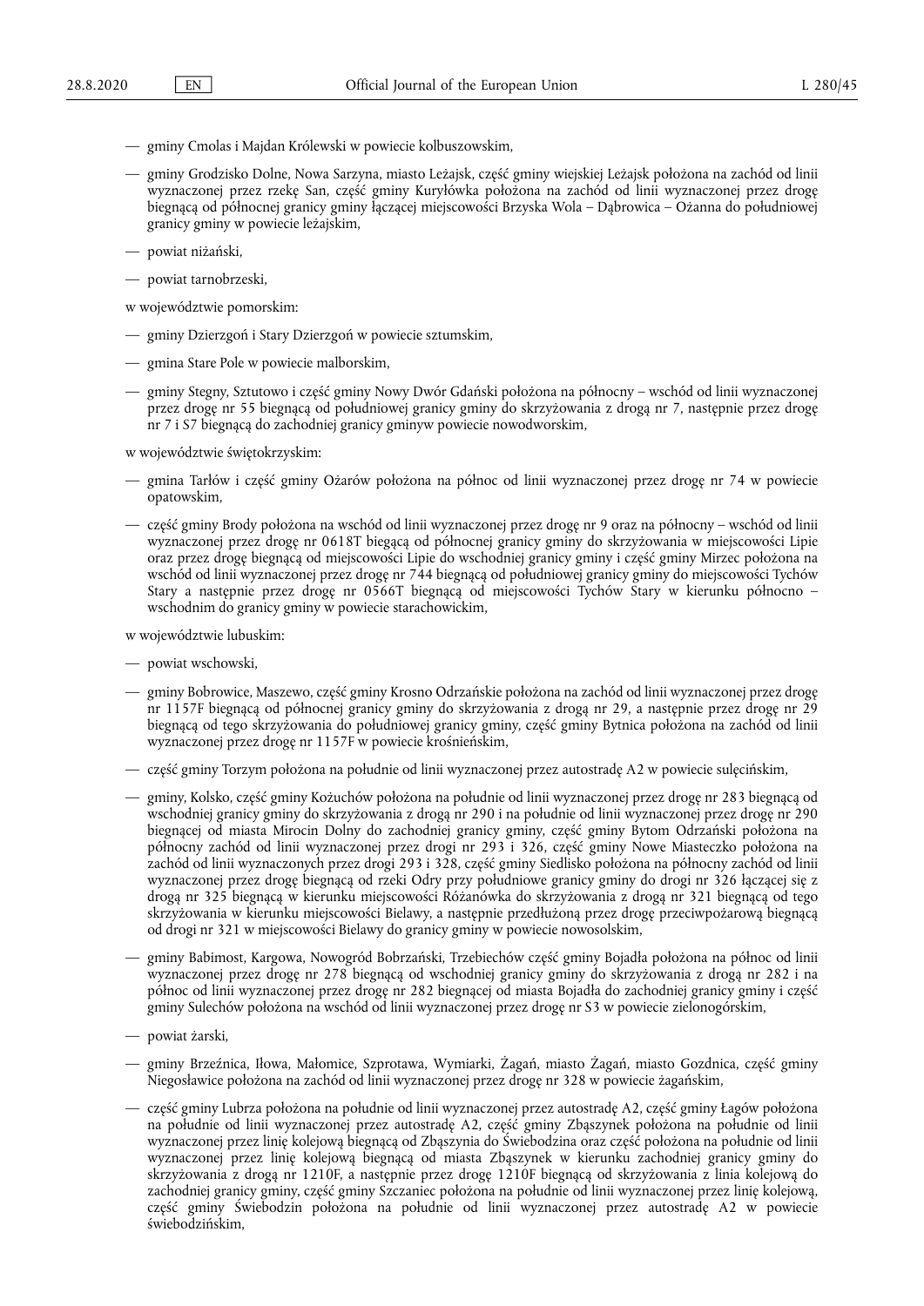— gminy Cmolas i Majdan Królewski w powiecie kolbuszowskim,

— gminy Grodzisko Dolne, Nowa Sarzyna, miasto Leżajsk, część gminy wiejskiej Leżajsk położona na zachód od linii wyznaczonej przez rzekę San, część gminy Kuryłówka położona na zachód od linii wyznaczonej przez drogę biegnącą od północnej granicy gminy łączącej miejscowości Brzyska Wola – Dąbrowica – Ożanna do południowej granicy gminy w powiecie leżajskim,

— powiat niżański,

— powiat tarnobrzeski,

w województwie pomorskim:

— gminy Dzierzgoń i Stary Dzierzgoń w powiecie sztumskim,

— gmina Stare Pole w powiecie malborskim,

— gminy Stegny, Sztutowo i część gminy Nowy Dwór Gdański położona na północny – wschód od linii wyznaczonej przez drogę nr 55 biegnącą od południowej granicy gminy do skrzyżowania z drogą nr 7, następnie przez drogę nr 7 i S7 biegnącą do zachodniej granicy gminyw powiecie nowodworskim,

w województwie świętokrzyskim:

— gmina Tarłów i część gminy Ożarów położona na północ od linii wyznaczonej przez drogę nr 74 w powiecie opatowskim,

— część gminy Brody położona na wschód od linii wyznaczonej przez drogę nr 9 oraz na północny – wschód od linii wyznaczonej przez drogę nr 0618T biegącą od północnej granicy gminy do skrzyżowania w miejscowości Lipie oraz przez drogę biegnącą od miejscowości Lipie do wschodniej granicy gminy i część gminy Mirzec położona na wschód od linii wyznaczonej przez drogę nr 744 biegnącą od południowej granicy gminy do miejscowości Tychów Stary a następnie przez drogę nr 0566T biegnącą od miejscowości Tychów Stary w kierunku północno – wschodnim do granicy gminy w powiecie starachowickim,

w województwie lubuskim:

— powiat wschowski,

— gminy Bobrowice, Maszewo, część gminy Krosno Odrzańskie położona na zachód od linii wyznaczonej przez drogę nr 1157F biegnącą od północnej granicy gminy do skrzyżowania z drogą nr 29, a następnie przez drogę nr 29 biegnącą od tego skrzyżowania do południowej granicy gminy, część gminy Bytnica położona na zachód od linii wyznaczonej przez drogę nr 1157F w powiecie krośnieńskim,

— część gminy Torzym położona na południe od linii wyznaczonej przez autostradę A2 w powiecie sulęcińskim,

— gminy, Kolsko, część gminy Kożuchów położona na południe od linii wyznaczonej przez drogę nr 283 biegnącą od wschodniej granicy gminy do skrzyżowania z drogą nr 290 i na południe od linii wyznaczonej przez drogę nr 290 biegnącej od miasta Mirocin Dolny do zachodniej granicy gminy, część gminy Bytom Odrzański położona na północny zachód od linii wyznaczonej przez drogi nr 293 i 326, część gminy Nowe Miasteczko położona na zachód od linii wyznaczonych przez drogi 293 i 328, część gminy Siedlisko położona na północny zachód od linii wyznaczonej przez drogę biegnącą od rzeki Odry przy południowe granicy gminy do drogi nr 326 łączącej się z drogą nr 325 biegnącą w kierunku miejscowości Różanówka do skrzyżowania z drogą nr 321 biegnącą od tego skrzyżowania w kierunku miejscowości Bielawy, a następnie przedłużoną przez drogę przeciwpożarową biegnącą od drogi nr 321 w miejscowości Bielawy do granicy gminy w powiecie nowosolskim,

— gminy Babimost, Kargowa, Nowogród Bobrzański, Trzebiechów część gminy Bojadła położona na północ od linii wyznaczonej przez drogę nr 278 biegnącą od wschodniej granicy gminy do skrzyżowania z drogą nr 282 i na północ od linii wyznaczonej przez drogę nr 282 biegnącej od miasta Bojadła do zachodniej granicy gminy i część gminy Sulechów położona na wschód od linii wyznaczonej przez drogę nr S3 w powiecie zielonogórskim,

— powiat żarski,

— gminy Brzeźnica, Iłowa, Małomice, Szprotawa, Wymiarki, Żagań, miasto Żagań, miasto Gozdnica, część gminy Niegosławice położona na zachód od linii wyznaczonej przez drogę nr 328 w powiecie żagańskim,

— część gminy Lubrza położona na południe od linii wyznaczonej przez autostradę A2, część gminy Łagów położona na południe od linii wyznaczonej przez autostradę A2, część gminy Zbąszynek położona na południe od linii wyznaczonej przez linię kolejową biegnącą od Zbąszynia do Świebodzina oraz część położona na południe od linii wyznaczonej przez linię kolejową biegnącą od miasta Zbąszynek w kierunku zachodniej granicy gminy do skrzyżowania z drogą nr 1210F, a następnie przez drogę 1210F biegnącą od skrzyżowania z linia kolejową do zachodniej granicy gminy, część gminy Szczaniec położona na południe od linii wyznaczonej przez linię kolejową, część gminy Świebodzin położona na południe od linii wyznaczonej przez autostradę A2 w powiecie świebodzińskim,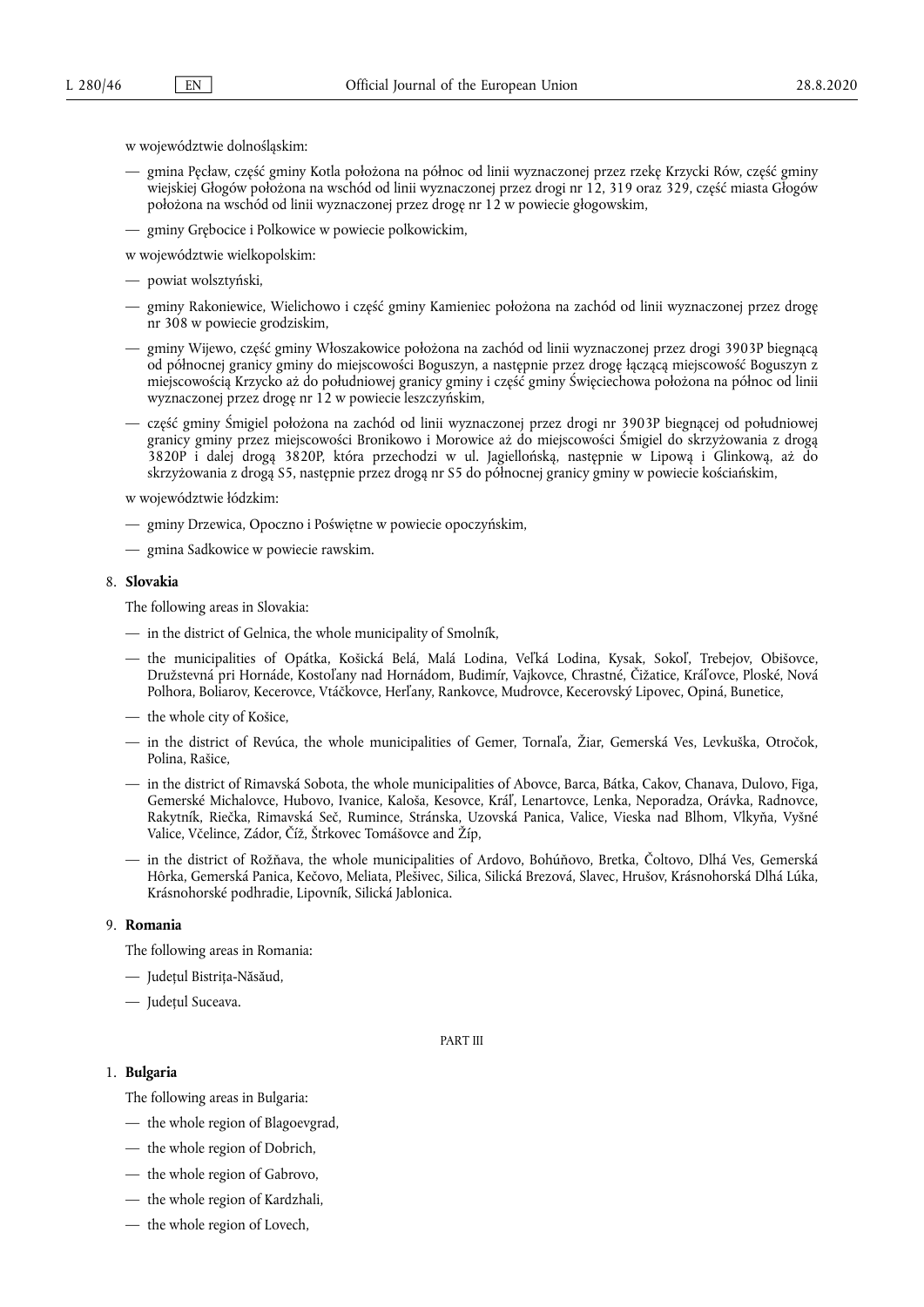w województwie dolnośląskim:

— gmina Pęcław, część gminy Kotla położona na północ od linii wyznaczonej przez rzekę Krzycki Rów, część gminy wiejskiej Głogów położona na wschód od linii wyznaczonej przez drogi nr 12, 319 oraz 329, część miasta Głogów położona na wschód od linii wyznaczonej przez drogę nr 12 w powiecie głogowskim,

— gminy Grębocice i Polkowice w powiecie polkowickim,

w województwie wielkopolskim:

— powiat wolsztyński,

— gminy Rakoniewice, Wielichowo i część gminy Kamieniec położona na zachód od linii wyznaczonej przez drogę nr 308 w powiecie grodziskim,

— gminy Wijewo, część gminy Włoszakowice położona na zachód od linii wyznaczonej przez drogi 3903P biegnącą od północnej granicy gminy do miejscowości Boguszyn, a następnie przez drogę łączącą miejscowość Boguszyn z miejscowością Krzycko aż do południowej granicy gminy i część gminy Święciechowa położona na północ od linii wyznaczonej przez drogę nr 12 w powiecie leszczyńskim,

— część gminy Śmigiel położona na zachód od linii wyznaczonej przez drogi nr 3903P biegnącej od południowej granicy gminy przez miejscowości Bronikowo i Morowice aż do miejscowości Śmigiel do skrzyżowania z drogą 3820P i dalej drogą 3820P, która przechodzi w ul. Jagiellońską, następnie w Lipową i Glinkową, aż do skrzyżowania z drogą S5, następnie przez drogą nr S5 do północnej granicy gminy w powiecie kościańskim,

w województwie łódzkim:

— gminy Drzewica, Opoczno i Poświętne w powiecie opoczyńskim,

— gmina Sadkowice w powiecie rawskim.

8. **Slovakia**

The following areas in Slovakia:

— in the district of Gelnica, the whole municipality of Smolník,

— the municipalities of Opátka, Košická Belá, Malá Lodina, Veľká Lodina, Kysak, Sokoľ, Trebejov, Obišovce, Družstevná pri Hornáde, Kostoľany nad Hornádom, Budimír, Vajkovce, Chrastné, Čižatice, Kráľovce, Ploské, Nová Polhora, Boliarov, Kecerovce, Vtáčkovce, Herľany, Rankovce, Mudrovce, Kecerovský Lipovec, Opiná, Bunetice,

— the whole city of Košice,

— in the district of Revúca, the whole municipalities of Gemer, Tornaľa, Žiar, Gemerská Ves, Levkuška, Otročok, Polina, Rašice,

— in the district of Rimavská Sobota, the whole municipalities of Abovce, Barca, Bátka, Cakov, Chanava, Dulovo, Figa, Gemerské Michalovce, Hubovo, Ivanice, Kaloša, Kesovce, Kráľ, Lenartovce, Lenka, Neporadza, Orávka, Radnovce, Rakytník, Riečka, Rimavská Seč, Rumince, Stránska, Uzovská Panica, Valice, Vieska nad Blhom, Vlkyňa, Vyšné Valice, Včelince, Zádor, Číž, Štrkovec Tomášovce and Žíp,

— in the district of Rožňava, the whole municipalities of Ardovo, Bohúňovo, Bretka, Čoltovo, Dlhá Ves, Gemerská Hôrka, Gemerská Panica, Kečovo, Meliata, Plešivec, Silica, Silická Brezová, Slavec, Hrušov, Krásnohorská Dlhá Lúka, Krásnohorské podhradie, Lipovník, Silická Jablonica.

9. **Romania**

The following areas in Romania:

— Județul Bistrița-Năsăud,

— Județul Suceava.

PART III

1. **Bulgaria**

The following areas in Bulgaria:

— the whole region of Blagoevgrad,

— the whole region of Dobrich,

— the whole region of Gabrovo,

— the whole region of Kardzhali,

— the whole region of Lovech,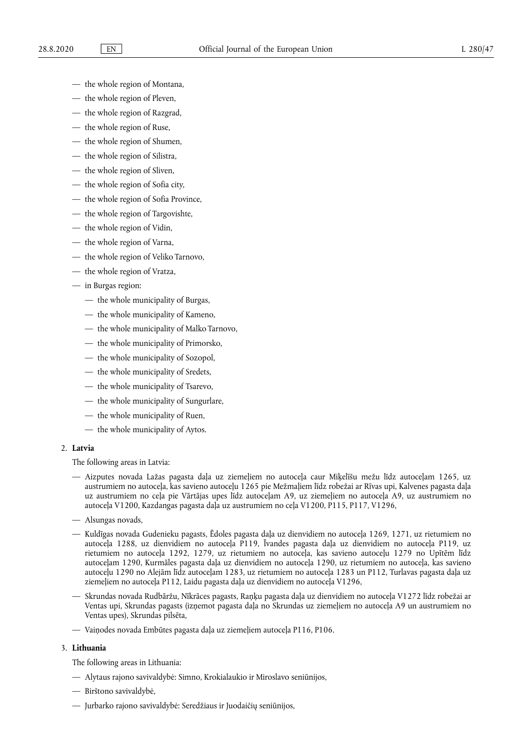- the whole region of Montana,
- the whole region of Pleven,
- the whole region of Razgrad,
- the whole region of Ruse,
- the whole region of Shumen,
- the whole region of Silistra,
- the whole region of Sliven,
- the whole region of Sofia city,
- the whole region of Sofia Province,
- the whole region of Targovishte,
- the whole region of Vidin,
- the whole region of Varna,
- the whole region of Veliko Tarnovo,
- the whole region of Vratza,
- in Burgas region:
  - the whole municipality of Burgas,
  - the whole municipality of Kameno,
  - the whole municipality of Malko Tarnovo,
  - the whole municipality of Primorsko,
  - the whole municipality of Sozopol,
  - the whole municipality of Sredets,
  - the whole municipality of Tsarevo,
  - the whole municipality of Sungurlare,
  - the whole municipality of Ruen,
  - the whole municipality of Aytos.

2. **Latvia**

The following areas in Latvia:

- Aizputes novada Lažas pagasta daļa uz ziemeļiem no autoceļa caur Miķelīšu mežu līdz autoceļam 1265, uz austrumiem no autoceļa, kas savieno autoceļu 1265 pie Mežmaļiem līdz robežai ar Rīvas upi, Kalvenes pagasta daļa uz austrumiem no ceļa pie Vārtājas upes līdz autoceļam A9, uz ziemeļiem no autoceļa A9, uz austrumiem no autoceļa V1200, Kazdangas pagasta daļa uz austrumiem no ceļa V1200, P115, P117, V1296,
- Alsungas novads,
- Kuldīgas novada Gudenieku pagasts, Ēdoles pagasta daļa uz dienvidiem no autoceļa 1269, 1271, uz rietumiem no autoceļa 1288, uz dienvidiem no autoceļa P119, Īvandes pagasta daļa uz dienvidiem no autoceļa P119, uz rietumiem no autoceļa 1292, 1279, uz rietumiem no autoceļa, kas savieno autoceļu 1279 no Upītēm līdz autoceļam 1290, Kurmāles pagasta daļa uz dienvidiem no autoceļa 1290, uz rietumiem no autoceļa, kas savieno autoceļu 1290 no Alejām līdz autoceļam 1283, uz rietumiem no autoceļa 1283 un P112, Turlavas pagasta daļa uz ziemeļiem no autoceļa P112, Laidu pagasta daļa uz dienvidiem no autoceļa V1296,
- Skrundas novada Rudbāržu, Nīkrāces pagasts, Raņķu pagasta daļa uz dienvidiem no autoceļa V1272 līdz robežai ar Ventas upi, Skrundas pagasts (izņemot pagasta daļa no Skrundas uz ziemeļiem no autoceļa A9 un austrumiem no Ventas upes), Skrundas pilsēta,
- Vaiņodes novada Embūtes pagasta daļa uz ziemeļiem autoceļa P116, P106.

3. **Lithuania**

The following areas in Lithuania:

- Alytaus rajono savivaldybė: Simno, Krokialaukio ir Miroslavo seniūnijos,
- Birštono savivaldybė,
- Jurbarko rajono savivaldybė: Seredžiaus ir Juodaičių seniūnijos,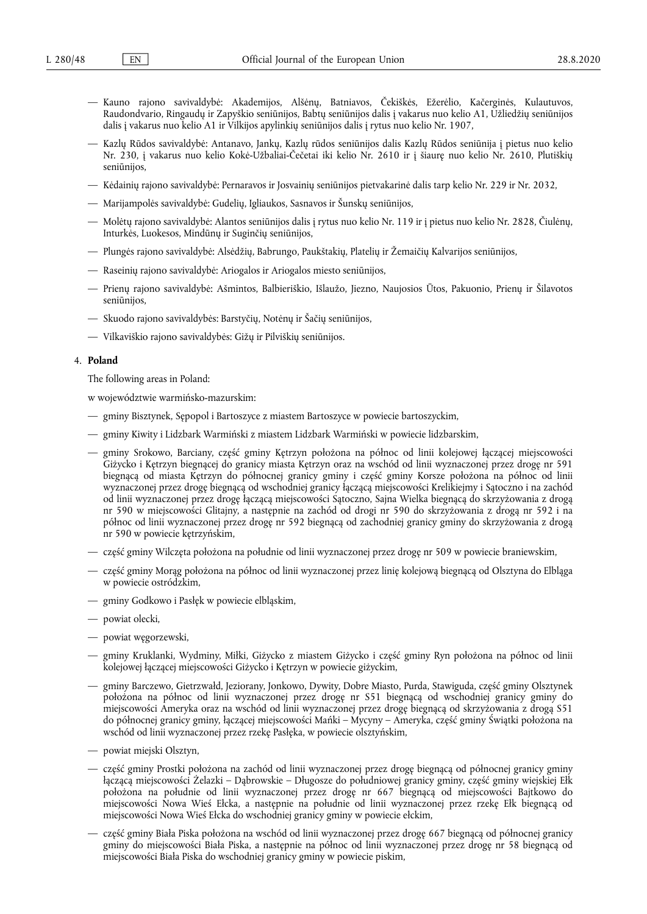— Kauno rajono savivaldybė: Akademijos, Alšėnų, Batniavos, Čekiškės, Ežerėlio, Kačerginės, Kulautuvos, Raudondvario, Ringaudų ir Zapyškio seniūnijos, Babtų seniūnijos dalis į vakarus nuo kelio A1, Užliedžių seniūnijos dalis į vakarus nuo kelio A1 ir Vilkijos apylinkių seniūnijos dalis į rytus nuo kelio Nr. 1907,

— Kazlų Rūdos savivaldybė: Antanavo, Jankų, Kazlų rūdos seniūnijos dalis Kazlų Rūdos seniūnija į pietus nuo kelio Nr. 230, į vakarus nuo kelio Kokė-Užbaliai-Čečetai iki kelio Nr. 2610 ir į šiaurę nuo kelio Nr. 2610, Plutiškių seniūnijos,

— Kėdainių rajono savivaldybė: Pernaravos ir Josvainių seniūnijos pietvakarinė dalis tarp kelio Nr. 229 ir Nr. 2032,

— Marijampolės savivaldybė: Gudelių, Igliaukos, Sasnavos ir Šunskų seniūnijos,

— Molėtų rajono savivaldybė: Alantos seniūnijos dalis į rytus nuo kelio Nr. 119 ir į pietus nuo kelio Nr. 2828, Čiulėnų, Inturkės, Luokesos, Mindūnų ir Suginčių seniūnijos,

— Plungės rajono savivaldybė: Alsėdžių, Babrungo, Paukštakių, Platelių ir Žemaičių Kalvarijos seniūnijos,

— Raseinių rajono savivaldybė: Ariogalos ir Ariogalos miesto seniūnijos,

— Prienų rajono savivaldybė: Ašmintos, Balbieriškio, Išlaužo, Jiezno, Naujosios Ūtos, Pakuonio, Prienų ir Šilavotos seniūnijos,

— Skuodo rajono savivaldybės: Barstyčių, Notėnų ir Šačių seniūnijos,

— Vilkaviškio rajono savivaldybės: Gižų ir Pilviškių seniūnijos.

4. **Poland**

The following areas in Poland:

w województwie warmińsko-mazurskim:

— gminy Bisztynek, Sępopol i Bartoszyce z miastem Bartoszyce w powiecie bartoszyckim,

— gminy Kiwity i Lidzbark Warmiński z miastem Lidzbark Warmiński w powiecie lidzbarskim,

— gminy Srokowo, Barciany, część gminy Kętrzyn położona na północ od linii kolejowej łączącej miejscowości Giżycko i Kętrzyn biegnącej do granicy miasta Kętrzyn oraz na wschód od linii wyznaczonej przez drogę nr 591 biegnącą od miasta Kętrzyn do północnej granicy gminy i część gminy Korsze położona na północ od linii wyznaczonej przez drogę biegnącą od wschodniej granicy łączącą miejscowości Krelikiejmy i Sątoczno i na zachód od linii wyznaczonej przez drogę łączącą miejscowości Sątoczno, Sajna Wielka biegnącą do skrzyżowania z drogą nr 590 w miejscowości Glitajny, a następnie na zachód od drogi nr 590 do skrzyżowania z drogą nr 592 i na północ od linii wyznaczonej przez drogę nr 592 biegnącą od zachodniej granicy gminy do skrzyżowania z drogą nr 590 w powiecie kętrzyńskim,

— część gminy Wilczęta położona na południe od linii wyznaczonej przez drogę nr 509 w powiecie braniewskim,

— część gminy Morąg położona na północ od linii wyznaczonej przez linię kolejową biegnącą od Olsztyna do Elbląga w powiecie ostródzkim,

— gminy Godkowo i Pasłęk w powiecie elbląskim,

— powiat olecki,

— powiat węgorzewski,

— gminy Kruklanki, Wydminy, Miłki, Giżycko z miastem Giżycko i część gminy Ryn położona na północ od linii kolejowej łączącej miejscowości Giżycko i Kętrzyn w powiecie giżyckim,

— gminy Barczewo, Gietrzwałd, Jeziorany, Jonkowo, Dywity, Dobre Miasto, Purda, Stawiguda, część gminy Olsztynek położona na północ od linii wyznaczonej przez drogę nr S51 biegnącą od wschodniej granicy gminy do miejscowości Ameryka oraz na wschód od linii wyznaczonej przez drogę biegnącą od skrzyżowania z drogą S51 do północnej granicy gminy, łączącej miejscowości Mańki – Mycyny – Ameryka, część gminy Świątki położona na wschód od linii wyznaczonej przez rzekę Pasłęka, w powiecie olsztyńskim,

— powiat miejski Olsztyn,

— część gminy Prostki położona na zachód od linii wyznaczonej przez drogę biegnącą od północnej granicy gminy łączącą miejscowości Żelazki – Dąbrowskie – Długosze do południowej granicy gminy, część gminy wiejskiej Ełk położona na południe od linii wyznaczonej przez drogę nr 667 biegnącą od miejscowości Bajtkowo do miejscowości Nowa Wieś Ełcka, a następnie na południe od linii wyznaczonej przez rzekę Ełk biegnącą od miejscowości Nowa Wieś Ełcka do wschodniej granicy gminy w powiecie ełckim,

— część gminy Biała Piska położona na wschód od linii wyznaczonej przez drogę 667 biegnącą od północnej granicy gminy do miejscowości Biała Piska, a następnie na północ od linii wyznaczonej przez drogę nr 58 biegnącą od miejscowości Biała Piska do wschodniej granicy gminy w powiecie piskim,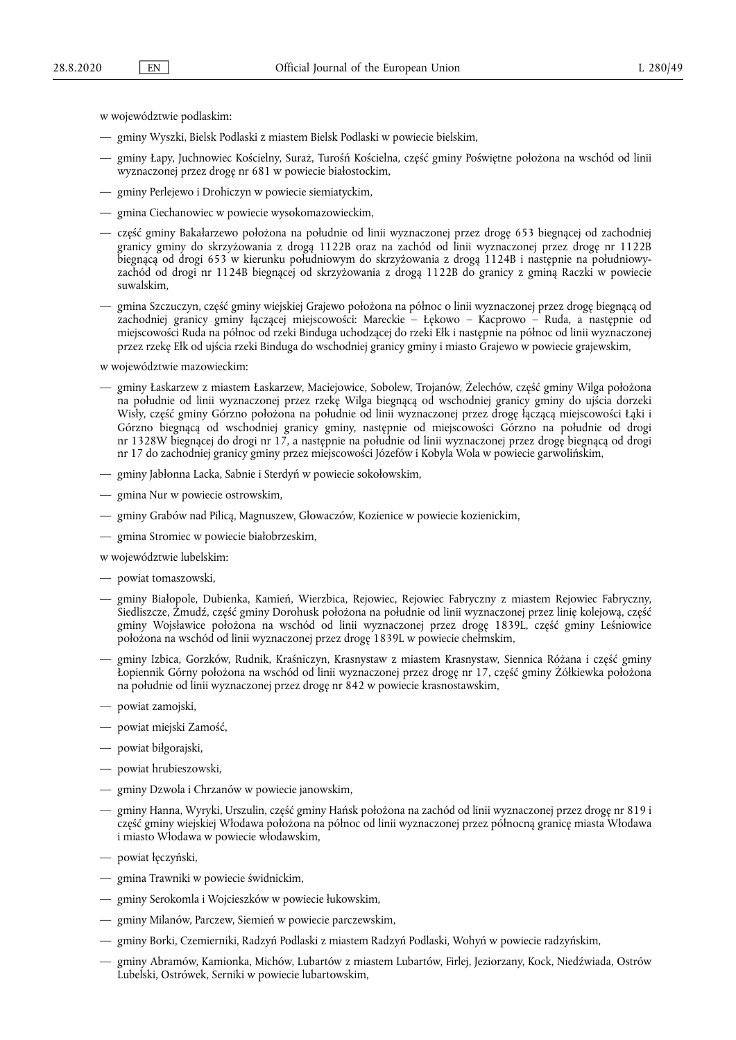w województwie podlaskim:

— gminy Wyszki, Bielsk Podlaski z miastem Bielsk Podlaski w powiecie bielskim,

— gminy Łapy, Juchnowiec Kościelny, Suraż, Turośń Kościelna, część gminy Poświętne położona na wschód od linii wyznaczonej przez drogę nr 681 w powiecie białostockim,

— gminy Perlejewo i Drohiczyn w powiecie siemiatyckim,

— gmina Ciechanowiec w powiecie wysokomazowieckim,

— część gminy Bakałarzewo położona na południe od linii wyznaczonej przez drogę 653 biegnącej od zachodniej granicy gminy do skrzyżowania z drogą 1122B oraz na zachód od linii wyznaczonej przez drogę nr 1122B biegnącą od drogi 653 w kierunku południowym do skrzyżowania z drogą 1124B i następnie na południowy-zachód od drogi nr 1124B biegnącej od skrzyżowania z drogą 1122B do granicy z gminą Raczki w powiecie suwalskim,

— gmina Szczuczyn, część gminy wiejskiej Grajewo położona na północ o linii wyznaczonej przez drogę biegnącą od zachodniej granicy gminy łączącej miejscowości: Mareckie – Łękowo – Kacprowo – Ruda, a następnie od miejscowości Ruda na północ od rzeki Binduga uchodzącej do rzeki Ełk i następnie na północ od linii wyznaczonej przez rzekę Ełk od ujścia rzeki Binduga do wschodniej granicy gminy i miasto Grajewo w powiecie grajewskim,

w województwie mazowieckim:

— gminy Łaskarzew z miastem Łaskarzew, Maciejowice, Sobolew, Trojanów, Żelechów, część gminy Wilga położona na południe od linii wyznaczonej przez rzekę Wilga biegnącą od wschodniej granicy gminy do ujścia dorzeki Wisły, część gminy Górzno położona na południe od linii wyznaczonej przez drogę łączącą miejscowości Łąki i Górzno biegnącą od wschodniej granicy gminy, następnie od miejscowości Górzno na południe od drogi nr 1328W biegnącej do drogi nr 17, a następnie na południe od linii wyznaczonej przez drogę biegnącą od drogi nr 17 do zachodniej granicy gminy przez miejscowości Józefów i Kobyla Wola w powiecie garwolińskim,

— gminy Jabłonna Lacka, Sabnie i Sterdyń w powiecie sokołowskim,

— gmina Nur w powiecie ostrowskim,

— gminy Grabów nad Pilicą, Magnuszew, Głowaczów, Kozienice w powiecie kozienickim,

— gmina Stromiec w powiecie białobrzeskim,

w województwie lubelskim:

— powiat tomaszowski,

— gminy Białopole, Dubienka, Kamień, Wierzbica, Rejowiec, Rejowiec Fabryczny z miastem Rejowiec Fabryczny, Siedliszcze, Żmudź, część gminy Dorohusk położona na południe od linii wyznaczonej przez linię kolejową, część gminy Wojsławice położona na wschód od linii wyznaczonej przez drogę 1839L, część gminy Leśniowice położona na wschód od linii wyznaczonej przez drogę 1839L w powiecie chełmskim,

— gminy Izbica, Gorzków, Rudnik, Kraśniczyn, Krasnystaw z miastem Krasnystaw, Siennica Różana i część gminy Łopiennik Górny położona na wschód od linii wyznaczonej przez drogę nr 17, część gminy Żółkiewka położona na południe od linii wyznaczonej przez drogę nr 842 w powiecie krasnostawskim,

— powiat zamojski,

— powiat miejski Zamość,

— powiat biłgorajski,

— powiat hrubieszowski,

— gminy Dzwola i Chrzanów w powiecie janowskim,

— gminy Hanna, Wyryki, Urszulin, część gminy Hańsk położona na zachód od linii wyznaczonej przez drogę nr 819 i część gminy wiejskiej Włodawa położona na północ od linii wyznaczonej przez północną granicę miasta Włodawa i miasto Włodawa w powiecie włodawskim,

— powiat łęczyński,

— gmina Trawniki w powiecie świdnickim,

— gminy Serokomla i Wojcieszków w powiecie łukowskim,

— gminy Milanów, Parczew, Siemień w powiecie parczewskim,

— gminy Borki, Czemierniki, Radzyń Podlaski z miastem Radzyń Podlaski, Wohyń w powiecie radzyńskim,

— gminy Abramów, Kamionka, Michów, Lubartów z miastem Lubartów, Firlej, Jeziorzany, Kock, Niedźwiada, Ostrów Lubelski, Ostrówek, Serniki w powiecie lubartowskim,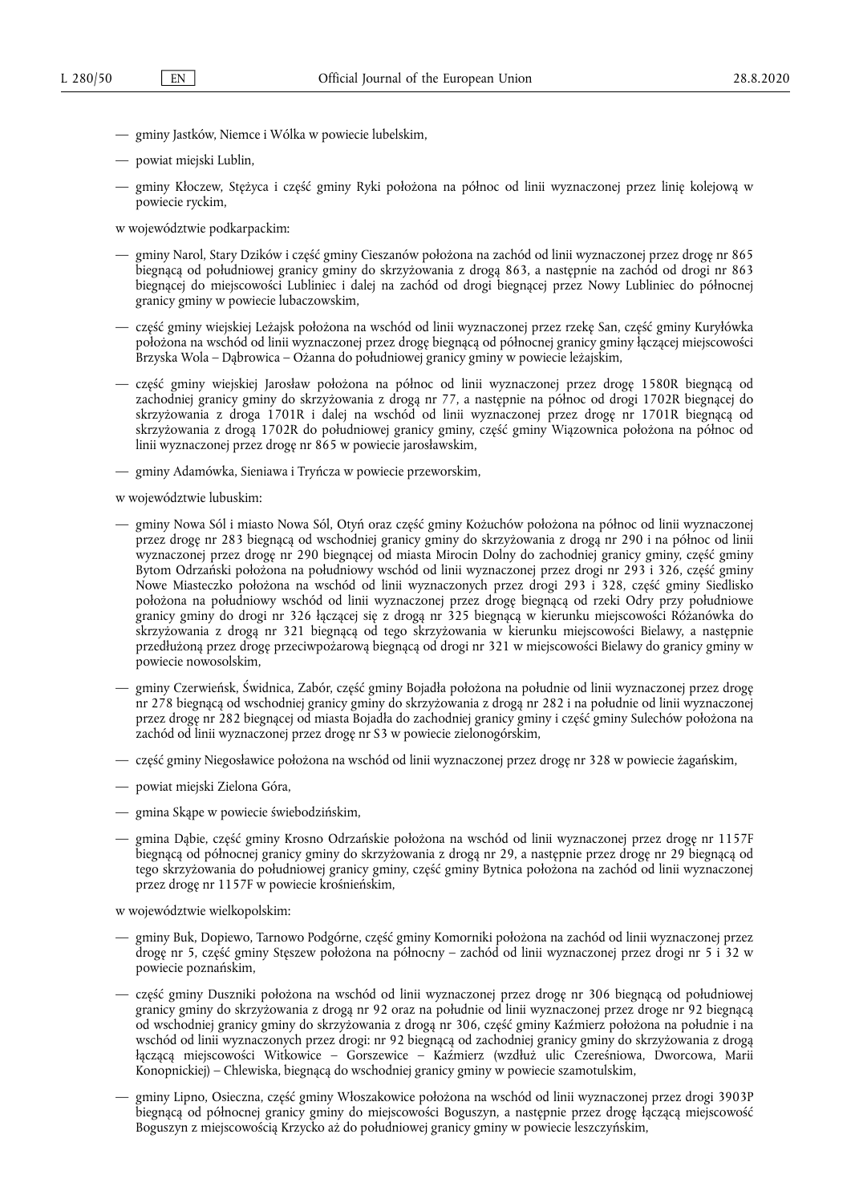— gminy Jastków, Niemce i Wólka w powiecie lubelskim,

— powiat miejski Lublin,

— gminy Kłoczew, Stężyca i część gminy Ryki położona na północ od linii wyznaczonej przez linię kolejową w powiecie ryckim,

w województwie podkarpackim:

— gminy Narol, Stary Dzików i część gminy Cieszanów położona na zachód od linii wyznaczonej przez drogę nr 865 biegnącą od południowej granicy gminy do skrzyżowania z drogą 863, a następnie na zachód od drogi nr 863 biegnącej do miejscowości Lubliniec i dalej na zachód od drogi biegnącej przez Nowy Lubliniec do północnej granicy gminy w powiecie lubaczowskim,

— część gminy wiejskiej Leżajsk położona na wschód od linii wyznaczonej przez rzekę San, część gminy Kuryłówka położona na wschód od linii wyznaczonej przez drogę biegnącą od północnej granicy gminy łączącej miejscowości Brzyska Wola – Dąbrowica – Ożanna do południowej granicy gminy w powiecie leżajskim,

— część gminy wiejskiej Jarosław położona na północ od linii wyznaczonej przez drogę 1580R biegnącą od zachodniej granicy gminy do skrzyżowania z drogą nr 77, a następnie na północ od drogi 1702R biegnącej do skrzyżowania z droga 1701R i dalej na wschód od linii wyznaczonej przez drogę nr 1701R biegnącą od skrzyżowania z drogą 1702R do południowej granicy gminy, część gminy Wiązownica położona na północ od linii wyznaczonej przez drogę nr 865 w powiecie jarosławskim,

— gminy Adamówka, Sieniawa i Tryńcza w powiecie przeworskim,

w województwie lubuskim:

— gminy Nowa Sól i miasto Nowa Sól, Otyń oraz część gminy Kożuchów położona na północ od linii wyznaczonej przez drogę nr 283 biegnącą od wschodniej granicy gminy do skrzyżowania z drogą nr 290 i na północ od linii wyznaczonej przez drogę nr 290 biegnącej od miasta Mirocin Dolny do zachodniej granicy gminy, część gminy Bytom Odrzański położona na południowy wschód od linii wyznaczonej przez drogi nr 293 i 326, część gminy Nowe Miasteczko położona na wschód od linii wyznaczonych przez drogi 293 i 328, część gminy Siedlisko położona na południowy wschód od linii wyznaczonej przez drogę biegnącą od rzeki Odry przy południowe granicy gminy do drogi nr 326 łączącej się z drogą nr 325 biegnącą w kierunku miejscowości Różanówka do skrzyżowania z drogą nr 321 biegnącą od tego skrzyżowania w kierunku miejscowości Bielawy, a następnie przedłużoną przez drogę przeciwpożarową biegnącą od drogi nr 321 w miejscowości Bielawy do granicy gminy w powiecie nowosolskim,

— gminy Czerwieńsk, Świdnica, Zabór, część gminy Bojadła położona na południe od linii wyznaczonej przez drogę nr 278 biegnącą od wschodniej granicy gminy do skrzyżowania z drogą nr 282 i na południe od linii wyznaczonej przez drogę nr 282 biegnącej od miasta Bojadła do zachodniej granicy gminy i część gminy Sulechów położona na zachód od linii wyznaczonej przez drogę nr S3 w powiecie zielonogórskim,

— część gminy Niegosławice położona na wschód od linii wyznaczonej przez drogę nr 328 w powiecie żagańskim,

— powiat miejski Zielona Góra,

— gmina Skąpe w powiecie świebodzińskim,

— gmina Dąbie, część gminy Krosno Odrzańskie położona na wschód od linii wyznaczonej przez drogę nr 1157F biegnącą od północnej granicy gminy do skrzyżowania z drogą nr 29, a następnie przez drogę nr 29 biegnącą od tego skrzyżowania do południowej granicy gminy, część gminy Bytnica położona na zachód od linii wyznaczonej przez drogę nr 1157F w powiecie krośnieńskim,

w województwie wielkopolskim:

— gminy Buk, Dopiewo, Tarnowo Podgórne, część gminy Komorniki położona na zachód od linii wyznaczonej przez drogę nr 5, część gminy Stęszew położona na północny – zachód od linii wyznaczonej przez drogi nr 5 i 32 w powiecie poznańskim,

— część gminy Duszniki położona na wschód od linii wyznaczonej przez drogę nr 306 biegnącą od południowej granicy gminy do skrzyżowania z drogą nr 92 oraz na południe od linii wyznaczonej przez droge nr 92 biegnącą od wschodniej granicy gminy do skrzyżowania z drogą nr 306, część gminy Kaźmierz położona na południe i na wschód od linii wyznaczonych przez drogi: nr 92 biegnącą od zachodniej granicy gminy do skrzyżowania z drogą łączącą miejscowości Witkowice – Gorszewice – Kaźmierz (wzdłuż ulic Czereśniowa, Dworcowa, Marii Konopnickiej) – Chlewiska, biegnącą do wschodniej granicy gminy w powiecie szamotulskim,

— gminy Lipno, Osieczna, część gminy Włoszakowice położona na wschód od linii wyznaczonej przez drogi 3903P biegnącą od północnej granicy gminy do miejscowości Boguszyn, a następnie przez drogę łączącą miejscowość Boguszyn z miejscowością Krzycko aż do południowej granicy gminy w powiecie leszczyńskim,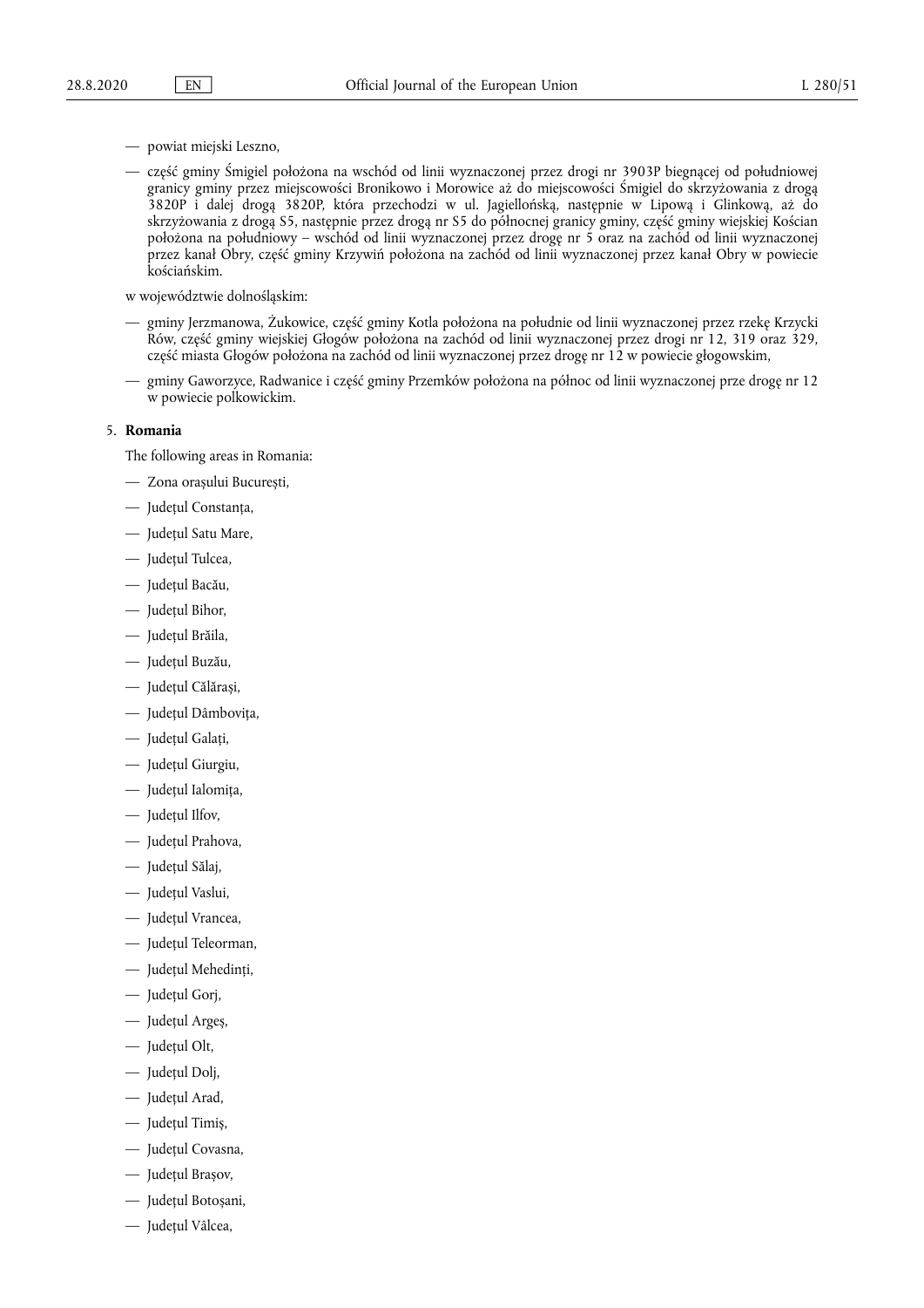— powiat miejski Leszno,

— część gminy Śmigiel położona na wschód od linii wyznaczonej przez drogi nr 3903P biegnącej od południowej granicy gminy przez miejscowości Bronikowo i Morowice aż do miejscowości Śmigiel do skrzyżowania z drogą 3820P i dalej drogą 3820P, która przechodzi w ul. Jagiellońską, następnie w Lipową i Glinkową, aż do skrzyżowania z drogą S5, następnie przez drogą nr S5 do północnej granicy gminy, część gminy wiejskiej Kościan położona na południowy – wschód od linii wyznaczonej przez drogę nr 5 oraz na zachód od linii wyznaczonej przez kanał Obry, część gminy Krzywiń położona na zachód od linii wyznaczonej przez kanał Obry w powiecie kościańskim.

w województwie dolnośląskim:

— gminy Jerzmanowa, Żukowice, część gminy Kotla położona na południe od linii wyznaczonej przez rzekę Krzycki Rów, część gminy wiejskiej Głogów położona na zachód od linii wyznaczonej przez drogi nr 12, 319 oraz 329, część miasta Głogów położona na zachód od linii wyznaczonej przez drogę nr 12 w powiecie głogowskim,

— gminy Gaworzyce, Radwanice i część gminy Przemków położona na północ od linii wyznaczonej prze drogę nr 12 w powiecie polkowickim.

5. **Romania**

The following areas in Romania:

— Zona orașului București,

— Județul Constanța,

— Județul Satu Mare,

— Județul Tulcea,

— Județul Bacău,

— Județul Bihor,

— Județul Brăila,

— Județul Buzău,

— Județul Călărași,

— Județul Dâmbovița,

— Județul Galați,

— Județul Giurgiu,

— Județul Ialomița,

— Județul Ilfov,

— Județul Prahova,

— Județul Sălaj,

— Județul Vaslui,

— Județul Vrancea,

— Județul Teleorman,

— Județul Mehedinți,

— Județul Gorj,

— Județul Argeș,

— Județul Olt,

— Județul Dolj,

— Județul Arad,

— Județul Timiș,

— Județul Covasna,

— Județul Brașov,

— Județul Botoșani,

— Județul Vâlcea,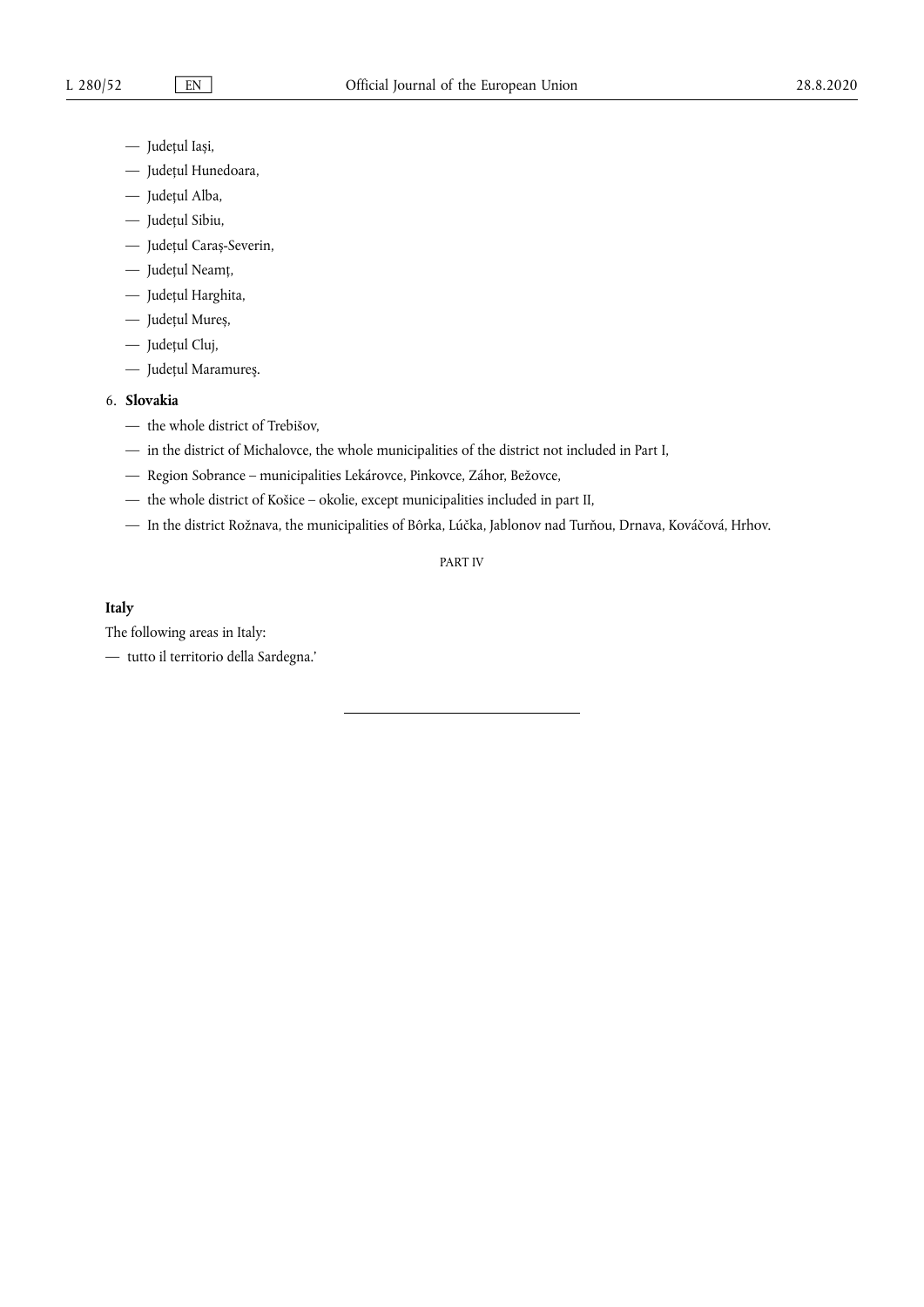— Județul Iași,

— Județul Hunedoara,

— Județul Alba,

— Județul Sibiu,

— Județul Caraș-Severin,

— Județul Neamț,

— Județul Harghita,

— Județul Mureș,

— Județul Cluj,

— Județul Maramureş.

6. **Slovakia**

— the whole district of Trebišov,

— in the district of Michalovce, the whole municipalities of the district not included in Part I,

— Region Sobrance – municipalities Lekárovce, Pinkovce, Záhor, Bežovce,

— the whole district of Košice – okolie, except municipalities included in part II,

— In the district Rožnava, the municipalities of Bôrka, Lúčka, Jablonov nad Turňou, Drnava, Kováčová, Hrhov.

PART IV

**Italy**

The following areas in Italy:

— tutto il territorio della Sardegna.'